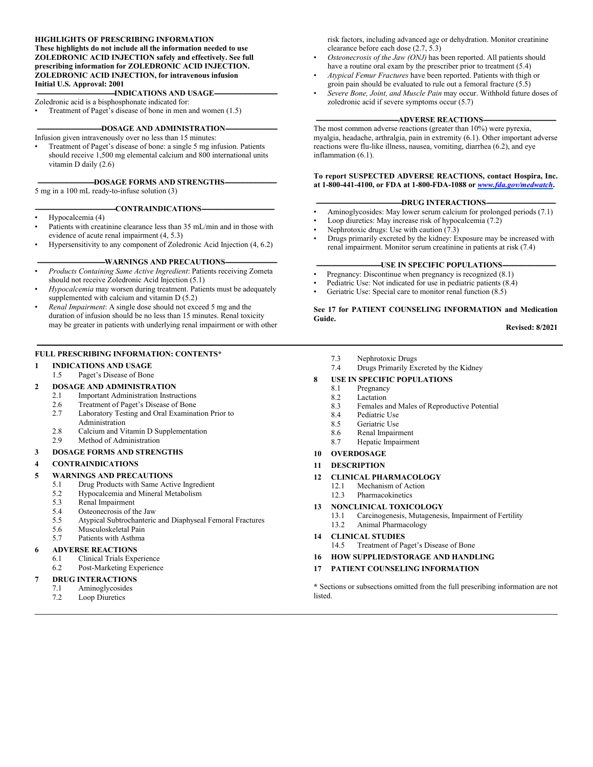**HIGHLIGHTS OF PRESCRIBING INFORMATION**
**These highlights do not include all the information needed to use ZOLEDRONIC ACID INJECTION safely and effectively. See full prescribing information for ZOLEDRONIC ACID INJECTION.**
**ZOLEDRONIC ACID INJECTION, for intravenous infusion**
**Initial U.S. Approval: 2001**

**INDICATIONS AND USAGE**

Zoledronic acid is a bisphosphonate indicated for:

- Treatment of Paget's disease of bone in men and women (1.5)

**DOSAGE AND ADMINISTRATION**

Infusion given intravenously over no less than 15 minutes:

- Treatment of Paget's disease of bone: a single 5 mg infusion. Patients should receive 1,500 mg elemental calcium and 800 international units vitamin D daily (2.6)

**DOSAGE FORMS AND STRENGTHS**

5 mg in a 100 mL ready-to-infuse solution (3)

**CONTRAINDICATIONS**

- Hypocalcemia (4)
- Patients with creatinine clearance less than 35 mL/min and in those with evidence of acute renal impairment (4, 5.3)
- Hypersensitivity to any component of Zoledronic Acid Injection (4, 6.2)

**WARNINGS AND PRECAUTIONS**

- *Products Containing Same Active Ingredient*: Patients receiving Zometa should not receive Zoledronic Acid Injection (5.1)
- *Hypocalcemia* may worsen during treatment. Patients must be adequately supplemented with calcium and vitamin D (5.2)
- *Renal Impairment*: A single dose should not exceed 5 mg and the duration of infusion should be no less than 15 minutes. Renal toxicity may be greater in patients with underlying renal impairment or with other risk factors, including advanced age or dehydration. Monitor creatinine clearance before each dose (2.7, 5.3)
- *Osteonecrosis of the Jaw (ONJ)* has been reported. All patients should have a routine oral exam by the prescriber prior to treatment (5.4)
- *Atypical Femur Fractures* have been reported. Patients with thigh or groin pain should be evaluated to rule out a femoral fracture (5.5)
- *Severe Bone, Joint, and Muscle Pain* may occur. Withhold future doses of zoledronic acid if severe symptoms occur (5.7)

**ADVERSE REACTIONS**

The most common adverse reactions (greater than 10%) were pyrexia, myalgia, headache, arthralgia, pain in extremity (6.1). Other important adverse reactions were flu-like illness, nausea, vomiting, diarrhea (6.2), and eye inflammation (6.1).

**To report SUSPECTED ADVERSE REACTIONS, contact Hospira, Inc. at 1-800-441-4100, or FDA at 1-800-FDA-1088 or *www.fda.gov/medwatch*.**

**DRUG INTERACTIONS**

- Aminoglycosides: May lower serum calcium for prolonged periods (7.1)
- Loop diuretics: May increase risk of hypocalcemia (7.2)
- Nephrotoxic drugs: Use with caution (7.3)
- Drugs primarily excreted by the kidney: Exposure may be increased with renal impairment. Monitor serum creatinine in patients at risk (7.4)

**USE IN SPECIFIC POPULATIONS**

- Pregnancy: Discontinue when pregnancy is recognized (8.1)
- Pediatric Use: Not indicated for use in pediatric patients (8.4)
- Geriatric Use: Special care to monitor renal function (8.5)

**See 17 for PATIENT COUNSELING INFORMATION and Medication Guide.**

**Revised: 8/2021**

---

**FULL PRESCRIBING INFORMATION: CONTENTS***

**1 INDICATIONS AND USAGE**
- 1.5 Paget's Disease of Bone

**2 DOSAGE AND ADMINISTRATION**
- 2.1 Important Administration Instructions
- 2.6 Treatment of Paget's Disease of Bone
- 2.7 Laboratory Testing and Oral Examination Prior to Administration
- 2.8 Calcium and Vitamin D Supplementation
- 2.9 Method of Administration

**3 DOSAGE FORMS AND STRENGTHS**

**4 CONTRAINDICATIONS**

**5 WARNINGS AND PRECAUTIONS**
- 5.1 Drug Products with Same Active Ingredient
- 5.2 Hypocalcemia and Mineral Metabolism
- 5.3 Renal Impairment
- 5.4 Osteonecrosis of the Jaw
- 5.5 Atypical Subtrochanteric and Diaphyseal Femoral Fractures
- 5.6 Musculoskeletal Pain
- 5.7 Patients with Asthma

**6 ADVERSE REACTIONS**
- 6.1 Clinical Trials Experience
- 6.2 Post-Marketing Experience

**7 DRUG INTERACTIONS**
- 7.1 Aminoglycosides
- 7.2 Loop Diuretics
- 7.3 Nephrotoxic Drugs
- 7.4 Drugs Primarily Excreted by the Kidney

**8 USE IN SPECIFIC POPULATIONS**
- 8.1 Pregnancy
- 8.2 Lactation
- 8.3 Females and Males of Reproductive Potential
- 8.4 Pediatric Use
- 8.5 Geriatric Use
- 8.6 Renal Impairment
- 8.7 Hepatic Impairment

**10 OVERDOSAGE**

**11 DESCRIPTION**

**12 CLINICAL PHARMACOLOGY**
- 12.1 Mechanism of Action
- 12.3 Pharmacokinetics

**13 NONCLINICAL TOXICOLOGY**
- 13.1 Carcinogenesis, Mutagenesis, Impairment of Fertility
- 13.2 Animal Pharmacology

**14 CLINICAL STUDIES**
- 14.5 Treatment of Paget's Disease of Bone

**16 HOW SUPPLIED/STORAGE AND HANDLING**

**17 PATIENT COUNSELING INFORMATION**

\* Sections or subsections omitted from the full prescribing information are not listed.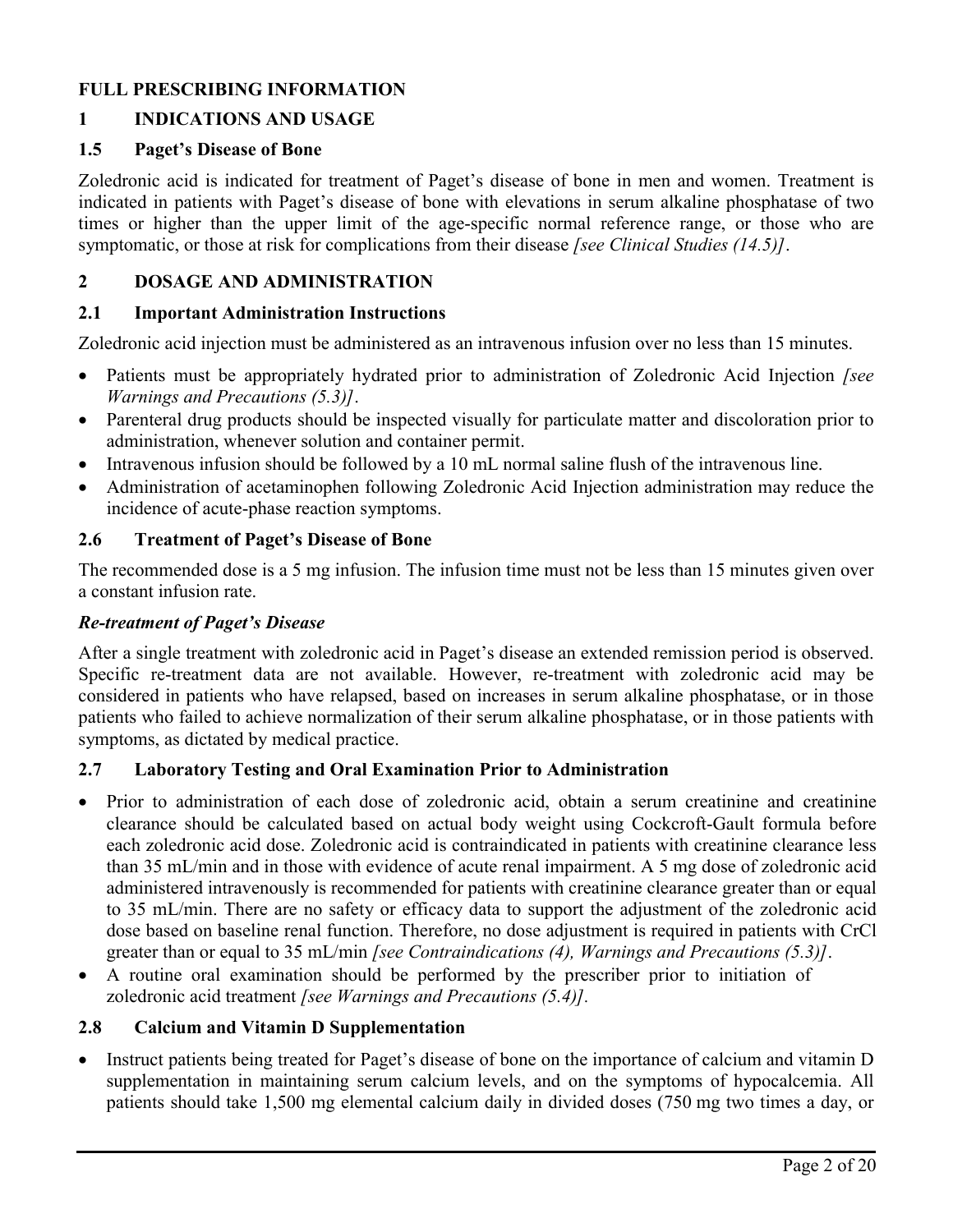# FULL PRESCRIBING INFORMATION

## 1 INDICATIONS AND USAGE

### 1.5 Paget's Disease of Bone

Zoledronic acid is indicated for treatment of Paget's disease of bone in men and women. Treatment is indicated in patients with Paget's disease of bone with elevations in serum alkaline phosphatase of two times or higher than the upper limit of the age-specific normal reference range, or those who are symptomatic, or those at risk for complications from their disease *[see Clinical Studies (14.5)]*.

## 2 DOSAGE AND ADMINISTRATION

### 2.1 Important Administration Instructions

Zoledronic acid injection must be administered as an intravenous infusion over no less than 15 minutes.

- Patients must be appropriately hydrated prior to administration of Zoledronic Acid Injection *[see Warnings and Precautions (5.3)]*.
- Parenteral drug products should be inspected visually for particulate matter and discoloration prior to administration, whenever solution and container permit.
- Intravenous infusion should be followed by a 10 mL normal saline flush of the intravenous line.
- Administration of acetaminophen following Zoledronic Acid Injection administration may reduce the incidence of acute-phase reaction symptoms.

### 2.6 Treatment of Paget's Disease of Bone

The recommended dose is a 5 mg infusion. The infusion time must not be less than 15 minutes given over a constant infusion rate.

***Re-treatment of Paget's Disease***

After a single treatment with zoledronic acid in Paget's disease an extended remission period is observed. Specific re-treatment data are not available. However, re-treatment with zoledronic acid may be considered in patients who have relapsed, based on increases in serum alkaline phosphatase, or in those patients who failed to achieve normalization of their serum alkaline phosphatase, or in those patients with symptoms, as dictated by medical practice.

### 2.7 Laboratory Testing and Oral Examination Prior to Administration

- Prior to administration of each dose of zoledronic acid, obtain a serum creatinine and creatinine clearance should be calculated based on actual body weight using Cockcroft-Gault formula before each zoledronic acid dose. Zoledronic acid is contraindicated in patients with creatinine clearance less than 35 mL/min and in those with evidence of acute renal impairment. A 5 mg dose of zoledronic acid administered intravenously is recommended for patients with creatinine clearance greater than or equal to 35 mL/min. There are no safety or efficacy data to support the adjustment of the zoledronic acid dose based on baseline renal function. Therefore, no dose adjustment is required in patients with CrCl greater than or equal to 35 mL/min *[see Contraindications (4), Warnings and Precautions (5.3)]*.
- A routine oral examination should be performed by the prescriber prior to initiation of zoledronic acid treatment *[see Warnings and Precautions (5.4)]*.

### 2.8 Calcium and Vitamin D Supplementation

- Instruct patients being treated for Paget's disease of bone on the importance of calcium and vitamin D supplementation in maintaining serum calcium levels, and on the symptoms of hypocalcemia. All patients should take 1,500 mg elemental calcium daily in divided doses (750 mg two times a day, or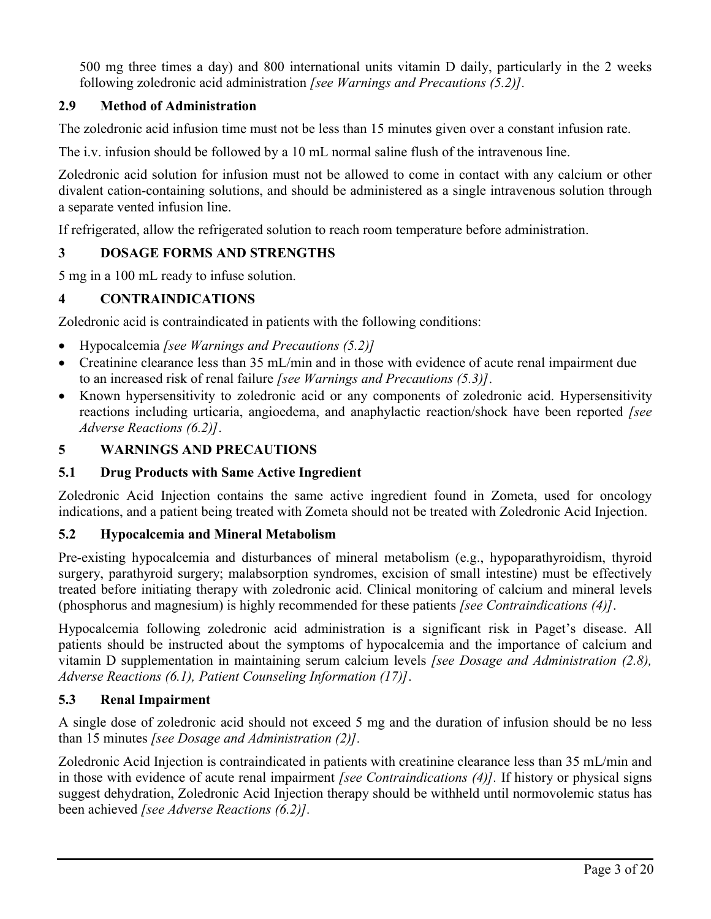500 mg three times a day) and 800 international units vitamin D daily, particularly in the 2 weeks following zoledronic acid administration *[see Warnings and Precautions (5.2)].*

### 2.9 Method of Administration

The zoledronic acid infusion time must not be less than 15 minutes given over a constant infusion rate.

The i.v. infusion should be followed by a 10 mL normal saline flush of the intravenous line.

Zoledronic acid solution for infusion must not be allowed to come in contact with any calcium or other divalent cation-containing solutions, and should be administered as a single intravenous solution through a separate vented infusion line.

If refrigerated, allow the refrigerated solution to reach room temperature before administration.

## 3 DOSAGE FORMS AND STRENGTHS

5 mg in a 100 mL ready to infuse solution.

## 4 CONTRAINDICATIONS

Zoledronic acid is contraindicated in patients with the following conditions:

- Hypocalcemia *[see Warnings and Precautions (5.2)]*
- Creatinine clearance less than 35 mL/min and in those with evidence of acute renal impairment due to an increased risk of renal failure *[see Warnings and Precautions (5.3)]*.
- Known hypersensitivity to zoledronic acid or any components of zoledronic acid. Hypersensitivity reactions including urticaria, angioedema, and anaphylactic reaction/shock have been reported *[see Adverse Reactions (6.2)]*.

## 5 WARNINGS AND PRECAUTIONS

### 5.1 Drug Products with Same Active Ingredient

Zoledronic Acid Injection contains the same active ingredient found in Zometa, used for oncology indications, and a patient being treated with Zometa should not be treated with Zoledronic Acid Injection.

### 5.2 Hypocalcemia and Mineral Metabolism

Pre-existing hypocalcemia and disturbances of mineral metabolism (e.g., hypoparathyroidism, thyroid surgery, parathyroid surgery; malabsorption syndromes, excision of small intestine) must be effectively treated before initiating therapy with zoledronic acid. Clinical monitoring of calcium and mineral levels (phosphorus and magnesium) is highly recommended for these patients *[see Contraindications (4)]*.

Hypocalcemia following zoledronic acid administration is a significant risk in Paget's disease. All patients should be instructed about the symptoms of hypocalcemia and the importance of calcium and vitamin D supplementation in maintaining serum calcium levels *[see Dosage and Administration (2.8), Adverse Reactions (6.1), Patient Counseling Information (17)]*.

### 5.3 Renal Impairment

A single dose of zoledronic acid should not exceed 5 mg and the duration of infusion should be no less than 15 minutes *[see Dosage and Administration (2)].*

Zoledronic Acid Injection is contraindicated in patients with creatinine clearance less than 35 mL/min and in those with evidence of acute renal impairment *[see Contraindications (4)].* If history or physical signs suggest dehydration, Zoledronic Acid Injection therapy should be withheld until normovolemic status has been achieved *[see Adverse Reactions (6.2)].*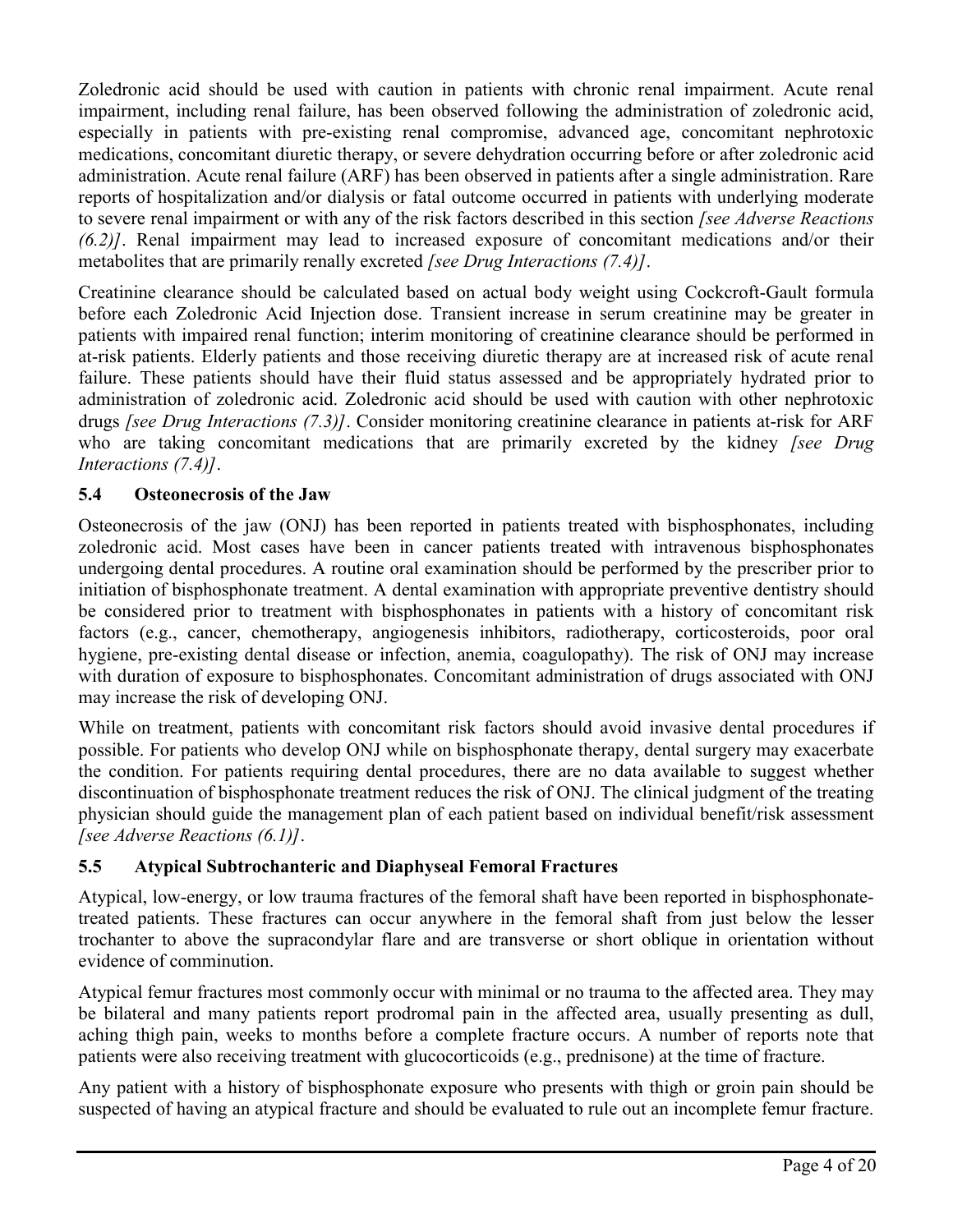Zoledronic acid should be used with caution in patients with chronic renal impairment. Acute renal impairment, including renal failure, has been observed following the administration of zoledronic acid, especially in patients with pre-existing renal compromise, advanced age, concomitant nephrotoxic medications, concomitant diuretic therapy, or severe dehydration occurring before or after zoledronic acid administration. Acute renal failure (ARF) has been observed in patients after a single administration. Rare reports of hospitalization and/or dialysis or fatal outcome occurred in patients with underlying moderate to severe renal impairment or with any of the risk factors described in this section *[see Adverse Reactions (6.2)]*. Renal impairment may lead to increased exposure of concomitant medications and/or their metabolites that are primarily renally excreted *[see Drug Interactions (7.4)]*.

Creatinine clearance should be calculated based on actual body weight using Cockcroft-Gault formula before each Zoledronic Acid Injection dose. Transient increase in serum creatinine may be greater in patients with impaired renal function; interim monitoring of creatinine clearance should be performed in at-risk patients. Elderly patients and those receiving diuretic therapy are at increased risk of acute renal failure. These patients should have their fluid status assessed and be appropriately hydrated prior to administration of zoledronic acid. Zoledronic acid should be used with caution with other nephrotoxic drugs *[see Drug Interactions (7.3)]*. Consider monitoring creatinine clearance in patients at-risk for ARF who are taking concomitant medications that are primarily excreted by the kidney *[see Drug Interactions (7.4)]*.

### 5.4 Osteonecrosis of the Jaw

Osteonecrosis of the jaw (ONJ) has been reported in patients treated with bisphosphonates, including zoledronic acid. Most cases have been in cancer patients treated with intravenous bisphosphonates undergoing dental procedures. A routine oral examination should be performed by the prescriber prior to initiation of bisphosphonate treatment. A dental examination with appropriate preventive dentistry should be considered prior to treatment with bisphosphonates in patients with a history of concomitant risk factors (e.g., cancer, chemotherapy, angiogenesis inhibitors, radiotherapy, corticosteroids, poor oral hygiene, pre-existing dental disease or infection, anemia, coagulopathy). The risk of ONJ may increase with duration of exposure to bisphosphonates. Concomitant administration of drugs associated with ONJ may increase the risk of developing ONJ.

While on treatment, patients with concomitant risk factors should avoid invasive dental procedures if possible. For patients who develop ONJ while on bisphosphonate therapy, dental surgery may exacerbate the condition. For patients requiring dental procedures, there are no data available to suggest whether discontinuation of bisphosphonate treatment reduces the risk of ONJ. The clinical judgment of the treating physician should guide the management plan of each patient based on individual benefit/risk assessment *[see Adverse Reactions (6.1)]*.

### 5.5 Atypical Subtrochanteric and Diaphyseal Femoral Fractures

Atypical, low-energy, or low trauma fractures of the femoral shaft have been reported in bisphosphonate-treated patients. These fractures can occur anywhere in the femoral shaft from just below the lesser trochanter to above the supracondylar flare and are transverse or short oblique in orientation without evidence of comminution.

Atypical femur fractures most commonly occur with minimal or no trauma to the affected area. They may be bilateral and many patients report prodromal pain in the affected area, usually presenting as dull, aching thigh pain, weeks to months before a complete fracture occurs. A number of reports note that patients were also receiving treatment with glucocorticoids (e.g., prednisone) at the time of fracture.

Any patient with a history of bisphosphonate exposure who presents with thigh or groin pain should be suspected of having an atypical fracture and should be evaluated to rule out an incomplete femur fracture.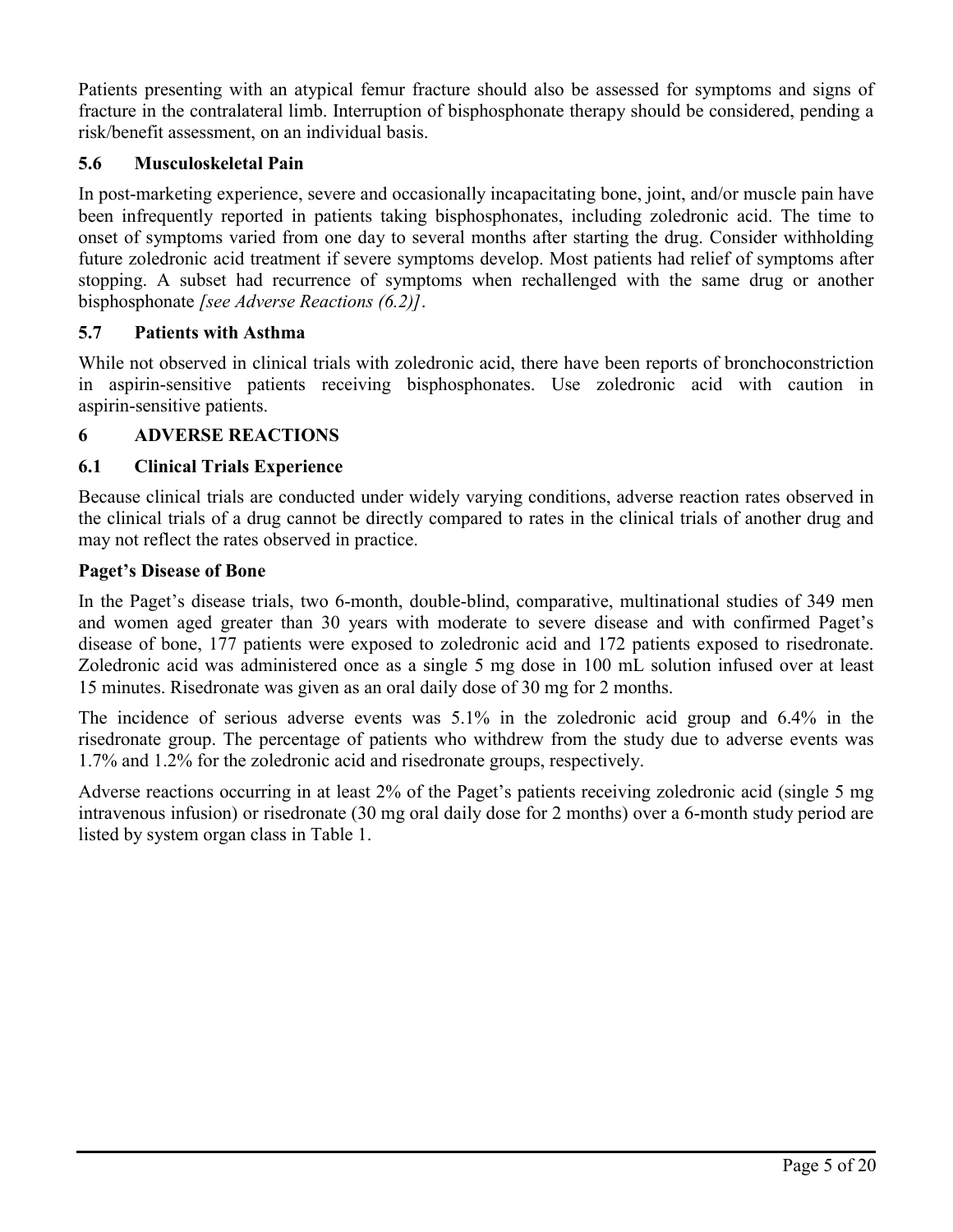Patients presenting with an atypical femur fracture should also be assessed for symptoms and signs of fracture in the contralateral limb. Interruption of bisphosphonate therapy should be considered, pending a risk/benefit assessment, on an individual basis.

### 5.6 Musculoskeletal Pain

In post-marketing experience, severe and occasionally incapacitating bone, joint, and/or muscle pain have been infrequently reported in patients taking bisphosphonates, including zoledronic acid. The time to onset of symptoms varied from one day to several months after starting the drug. Consider withholding future zoledronic acid treatment if severe symptoms develop. Most patients had relief of symptoms after stopping. A subset had recurrence of symptoms when rechallenged with the same drug or another bisphosphonate *[see Adverse Reactions (6.2)]*.

### 5.7 Patients with Asthma

While not observed in clinical trials with zoledronic acid, there have been reports of bronchoconstriction in aspirin-sensitive patients receiving bisphosphonates. Use zoledronic acid with caution in aspirin-sensitive patients.

## 6 ADVERSE REACTIONS

### 6.1 Clinical Trials Experience

Because clinical trials are conducted under widely varying conditions, adverse reaction rates observed in the clinical trials of a drug cannot be directly compared to rates in the clinical trials of another drug and may not reflect the rates observed in practice.

**Paget's Disease of Bone**

In the Paget's disease trials, two 6-month, double-blind, comparative, multinational studies of 349 men and women aged greater than 30 years with moderate to severe disease and with confirmed Paget's disease of bone, 177 patients were exposed to zoledronic acid and 172 patients exposed to risedronate. Zoledronic acid was administered once as a single 5 mg dose in 100 mL solution infused over at least 15 minutes. Risedronate was given as an oral daily dose of 30 mg for 2 months.

The incidence of serious adverse events was 5.1% in the zoledronic acid group and 6.4% in the risedronate group. The percentage of patients who withdrew from the study due to adverse events was 1.7% and 1.2% for the zoledronic acid and risedronate groups, respectively.

Adverse reactions occurring in at least 2% of the Paget's patients receiving zoledronic acid (single 5 mg intravenous infusion) or risedronate (30 mg oral daily dose for 2 months) over a 6-month study period are listed by system organ class in Table 1.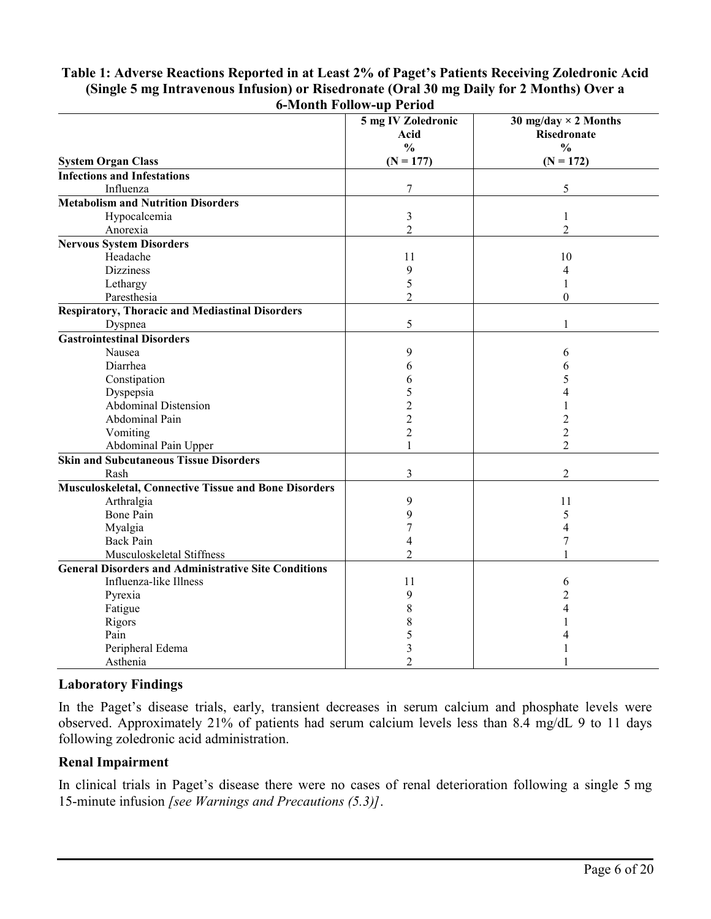**Table 1: Adverse Reactions Reported in at Least 2% of Paget's Patients Receiving Zoledronic Acid (Single 5 mg Intravenous Infusion) or Risedronate (Oral 30 mg Daily for 2 Months) Over a 6-Month Follow-up Period**

| System Organ Class | 5 mg IV Zoledronic Acid % (N = 177) | 30 mg/day × 2 Months Risedronate % (N = 172) |
|---|---|---|
| **Infections and Infestations** | | |
| Influenza | 7 | 5 |
| **Metabolism and Nutrition Disorders** | | |
| Hypocalcemia | 3 | 1 |
| Anorexia | 2 | 2 |
| **Nervous System Disorders** | | |
| Headache | 11 | 10 |
| Dizziness | 9 | 4 |
| Lethargy | 5 | 1 |
| Paresthesia | 2 | 0 |
| **Respiratory, Thoracic and Mediastinal Disorders** | | |
| Dyspnea | 5 | 1 |
| **Gastrointestinal Disorders** | | |
| Nausea | 9 | 6 |
| Diarrhea | 6 | 6 |
| Constipation | 6 | 5 |
| Dyspepsia | 5 | 4 |
| Abdominal Distension | 2 | 1 |
| Abdominal Pain | 2 | 2 |
| Vomiting | 2 | 2 |
| Abdominal Pain Upper | 1 | 2 |
| **Skin and Subcutaneous Tissue Disorders** | | |
| Rash | 3 | 2 |
| **Musculoskeletal, Connective Tissue and Bone Disorders** | | |
| Arthralgia | 9 | 11 |
| Bone Pain | 9 | 5 |
| Myalgia | 7 | 4 |
| Back Pain | 4 | 7 |
| Musculoskeletal Stiffness | 2 | 1 |
| **General Disorders and Administrative Site Conditions** | | |
| Influenza-like Illness | 11 | 6 |
| Pyrexia | 9 | 2 |
| Fatigue | 8 | 4 |
| Rigors | 8 | 1 |
| Pain | 5 | 4 |
| Peripheral Edema | 3 | 1 |
| Asthenia | 2 | 1 |

### Laboratory Findings

In the Paget's disease trials, early, transient decreases in serum calcium and phosphate levels were observed. Approximately 21% of patients had serum calcium levels less than 8.4 mg/dL 9 to 11 days following zoledronic acid administration.

### Renal Impairment

In clinical trials in Paget's disease there were no cases of renal deterioration following a single 5 mg 15-minute infusion *[see Warnings and Precautions (5.3)]*.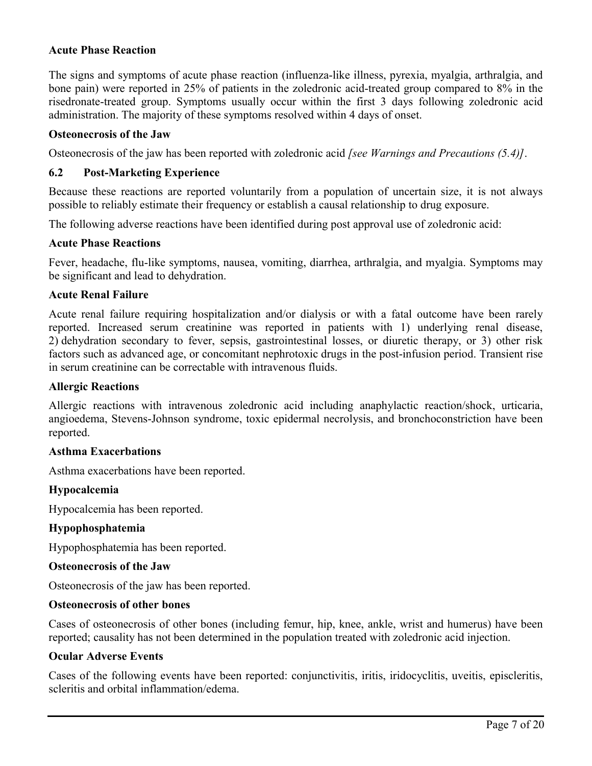**Acute Phase Reaction**

The signs and symptoms of acute phase reaction (influenza-like illness, pyrexia, myalgia, arthralgia, and bone pain) were reported in 25% of patients in the zoledronic acid-treated group compared to 8% in the risedronate-treated group. Symptoms usually occur within the first 3 days following zoledronic acid administration. The majority of these symptoms resolved within 4 days of onset.

**Osteonecrosis of the Jaw**

Osteonecrosis of the jaw has been reported with zoledronic acid *[see Warnings and Precautions (5.4)]*.

## 6.2 Post-Marketing Experience

Because these reactions are reported voluntarily from a population of uncertain size, it is not always possible to reliably estimate their frequency or establish a causal relationship to drug exposure.

The following adverse reactions have been identified during post approval use of zoledronic acid:

**Acute Phase Reactions**

Fever, headache, flu-like symptoms, nausea, vomiting, diarrhea, arthralgia, and myalgia. Symptoms may be significant and lead to dehydration.

**Acute Renal Failure**

Acute renal failure requiring hospitalization and/or dialysis or with a fatal outcome have been rarely reported. Increased serum creatinine was reported in patients with 1) underlying renal disease, 2) dehydration secondary to fever, sepsis, gastrointestinal losses, or diuretic therapy, or 3) other risk factors such as advanced age, or concomitant nephrotoxic drugs in the post-infusion period. Transient rise in serum creatinine can be correctable with intravenous fluids.

**Allergic Reactions**

Allergic reactions with intravenous zoledronic acid including anaphylactic reaction/shock, urticaria, angioedema, Stevens-Johnson syndrome, toxic epidermal necrolysis, and bronchoconstriction have been reported.

**Asthma Exacerbations**

Asthma exacerbations have been reported.

**Hypocalcemia**

Hypocalcemia has been reported.

**Hypophosphatemia**

Hypophosphatemia has been reported.

**Osteonecrosis of the Jaw**

Osteonecrosis of the jaw has been reported.

**Osteonecrosis of other bones**

Cases of osteonecrosis of other bones (including femur, hip, knee, ankle, wrist and humerus) have been reported; causality has not been determined in the population treated with zoledronic acid injection.

**Ocular Adverse Events**

Cases of the following events have been reported: conjunctivitis, iritis, iridocyclitis, uveitis, episcleritis, scleritis and orbital inflammation/edema.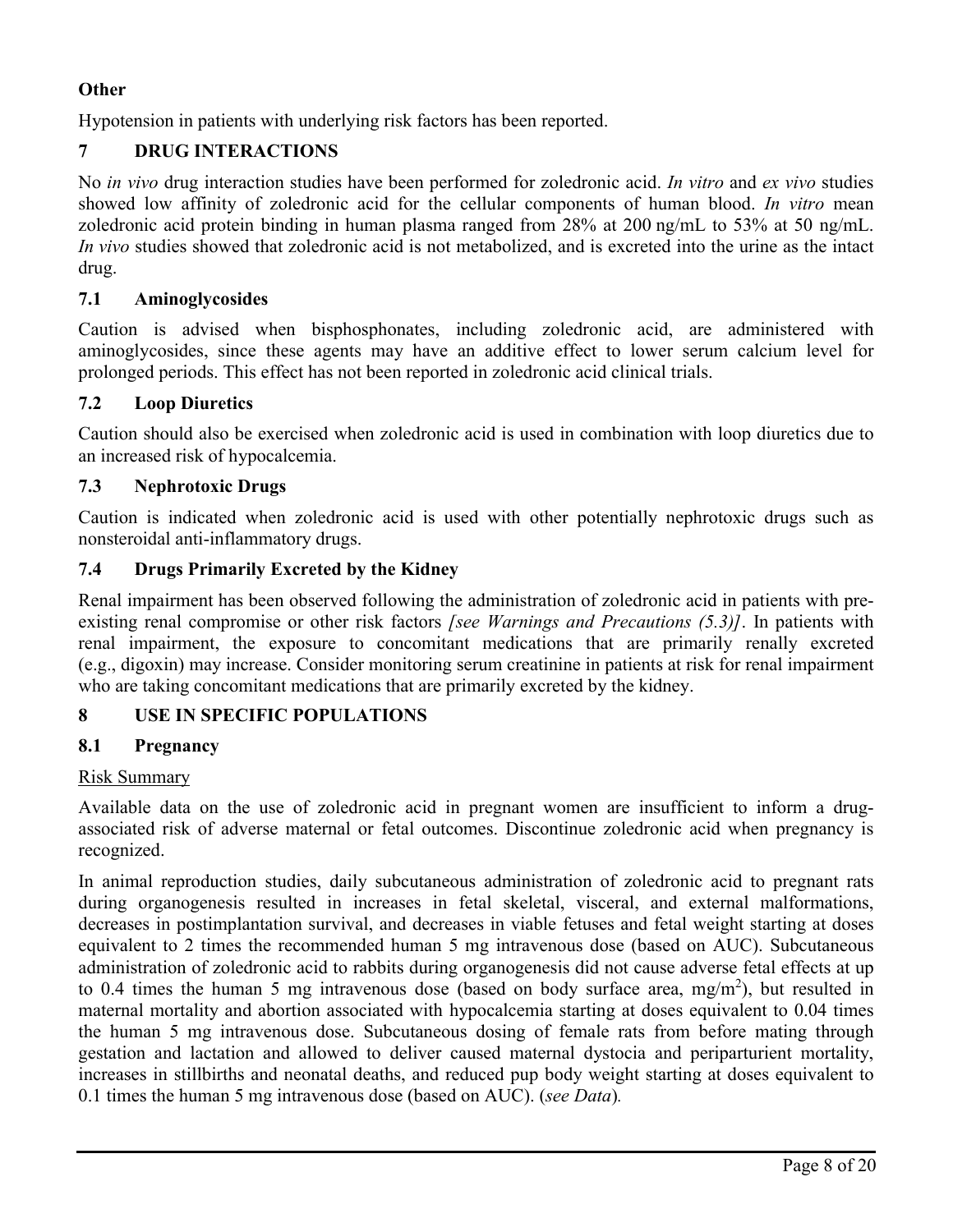**Other**

Hypotension in patients with underlying risk factors has been reported.

## 7 DRUG INTERACTIONS

No *in vivo* drug interaction studies have been performed for zoledronic acid. *In vitro* and *ex vivo* studies showed low affinity of zoledronic acid for the cellular components of human blood. *In vitro* mean zoledronic acid protein binding in human plasma ranged from 28% at 200 ng/mL to 53% at 50 ng/mL. *In vivo* studies showed that zoledronic acid is not metabolized, and is excreted into the urine as the intact drug.

### 7.1 Aminoglycosides

Caution is advised when bisphosphonates, including zoledronic acid, are administered with aminoglycosides, since these agents may have an additive effect to lower serum calcium level for prolonged periods. This effect has not been reported in zoledronic acid clinical trials.

### 7.2 Loop Diuretics

Caution should also be exercised when zoledronic acid is used in combination with loop diuretics due to an increased risk of hypocalcemia.

### 7.3 Nephrotoxic Drugs

Caution is indicated when zoledronic acid is used with other potentially nephrotoxic drugs such as nonsteroidal anti-inflammatory drugs.

### 7.4 Drugs Primarily Excreted by the Kidney

Renal impairment has been observed following the administration of zoledronic acid in patients with pre-existing renal compromise or other risk factors *[see Warnings and Precautions (5.3)]*. In patients with renal impairment, the exposure to concomitant medications that are primarily renally excreted (e.g., digoxin) may increase. Consider monitoring serum creatinine in patients at risk for renal impairment who are taking concomitant medications that are primarily excreted by the kidney.

## 8 USE IN SPECIFIC POPULATIONS

### 8.1 Pregnancy

Risk Summary

Available data on the use of zoledronic acid in pregnant women are insufficient to inform a drug-associated risk of adverse maternal or fetal outcomes. Discontinue zoledronic acid when pregnancy is recognized.

In animal reproduction studies, daily subcutaneous administration of zoledronic acid to pregnant rats during organogenesis resulted in increases in fetal skeletal, visceral, and external malformations, decreases in postimplantation survival, and decreases in viable fetuses and fetal weight starting at doses equivalent to 2 times the recommended human 5 mg intravenous dose (based on AUC). Subcutaneous administration of zoledronic acid to rabbits during organogenesis did not cause adverse fetal effects at up to 0.4 times the human 5 mg intravenous dose (based on body surface area, $mg/m^2$), but resulted in maternal mortality and abortion associated with hypocalcemia starting at doses equivalent to 0.04 times the human 5 mg intravenous dose. Subcutaneous dosing of female rats from before mating through gestation and lactation and allowed to deliver caused maternal dystocia and periparturient mortality, increases in stillbirths and neonatal deaths, and reduced pup body weight starting at doses equivalent to 0.1 times the human 5 mg intravenous dose (based on AUC). (*see Data*).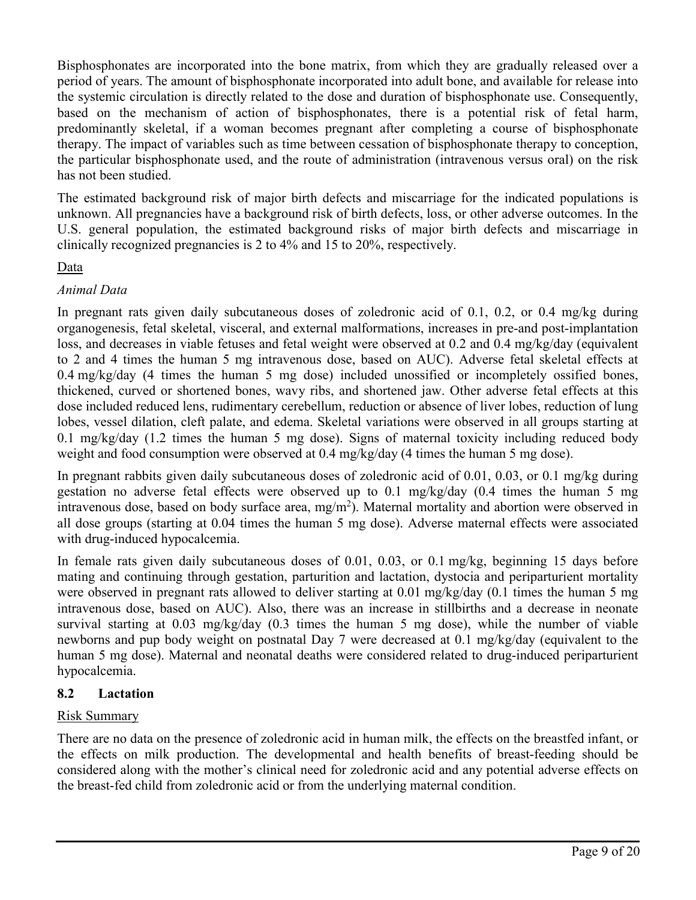Bisphosphonates are incorporated into the bone matrix, from which they are gradually released over a period of years. The amount of bisphosphonate incorporated into adult bone, and available for release into the systemic circulation is directly related to the dose and duration of bisphosphonate use. Consequently, based on the mechanism of action of bisphosphonates, there is a potential risk of fetal harm, predominantly skeletal, if a woman becomes pregnant after completing a course of bisphosphonate therapy. The impact of variables such as time between cessation of bisphosphonate therapy to conception, the particular bisphosphonate used, and the route of administration (intravenous versus oral) on the risk has not been studied.

The estimated background risk of major birth defects and miscarriage for the indicated populations is unknown. All pregnancies have a background risk of birth defects, loss, or other adverse outcomes. In the U.S. general population, the estimated background risks of major birth defects and miscarriage in clinically recognized pregnancies is 2 to 4% and 15 to 20%, respectively.

Data

*Animal Data*

In pregnant rats given daily subcutaneous doses of zoledronic acid of 0.1, 0.2, or 0.4 mg/kg during organogenesis, fetal skeletal, visceral, and external malformations, increases in pre-and post-implantation loss, and decreases in viable fetuses and fetal weight were observed at 0.2 and 0.4 mg/kg/day (equivalent to 2 and 4 times the human 5 mg intravenous dose, based on AUC). Adverse fetal skeletal effects at 0.4 mg/kg/day (4 times the human 5 mg dose) included unossified or incompletely ossified bones, thickened, curved or shortened bones, wavy ribs, and shortened jaw. Other adverse fetal effects at this dose included reduced lens, rudimentary cerebellum, reduction or absence of liver lobes, reduction of lung lobes, vessel dilation, cleft palate, and edema. Skeletal variations were observed in all groups starting at 0.1 mg/kg/day (1.2 times the human 5 mg dose). Signs of maternal toxicity including reduced body weight and food consumption were observed at 0.4 mg/kg/day (4 times the human 5 mg dose).

In pregnant rabbits given daily subcutaneous doses of zoledronic acid of 0.01, 0.03, or 0.1 mg/kg during gestation no adverse fetal effects were observed up to 0.1 mg/kg/day (0.4 times the human 5 mg intravenous dose, based on body surface area, $mg/m^2$). Maternal mortality and abortion were observed in all dose groups (starting at 0.04 times the human 5 mg dose). Adverse maternal effects were associated with drug-induced hypocalcemia.

In female rats given daily subcutaneous doses of 0.01, 0.03, or 0.1 mg/kg, beginning 15 days before mating and continuing through gestation, parturition and lactation, dystocia and periparturient mortality were observed in pregnant rats allowed to deliver starting at 0.01 mg/kg/day (0.1 times the human 5 mg intravenous dose, based on AUC). Also, there was an increase in stillbirths and a decrease in neonate survival starting at 0.03 mg/kg/day (0.3 times the human 5 mg dose), while the number of viable newborns and pup body weight on postnatal Day 7 were decreased at 0.1 mg/kg/day (equivalent to the human 5 mg dose). Maternal and neonatal deaths were considered related to drug-induced periparturient hypocalcemia.

## 8.2 Lactation

Risk Summary

There are no data on the presence of zoledronic acid in human milk, the effects on the breastfed infant, or the effects on milk production. The developmental and health benefits of breast-feeding should be considered along with the mother's clinical need for zoledronic acid and any potential adverse effects on the breast-fed child from zoledronic acid or from the underlying maternal condition.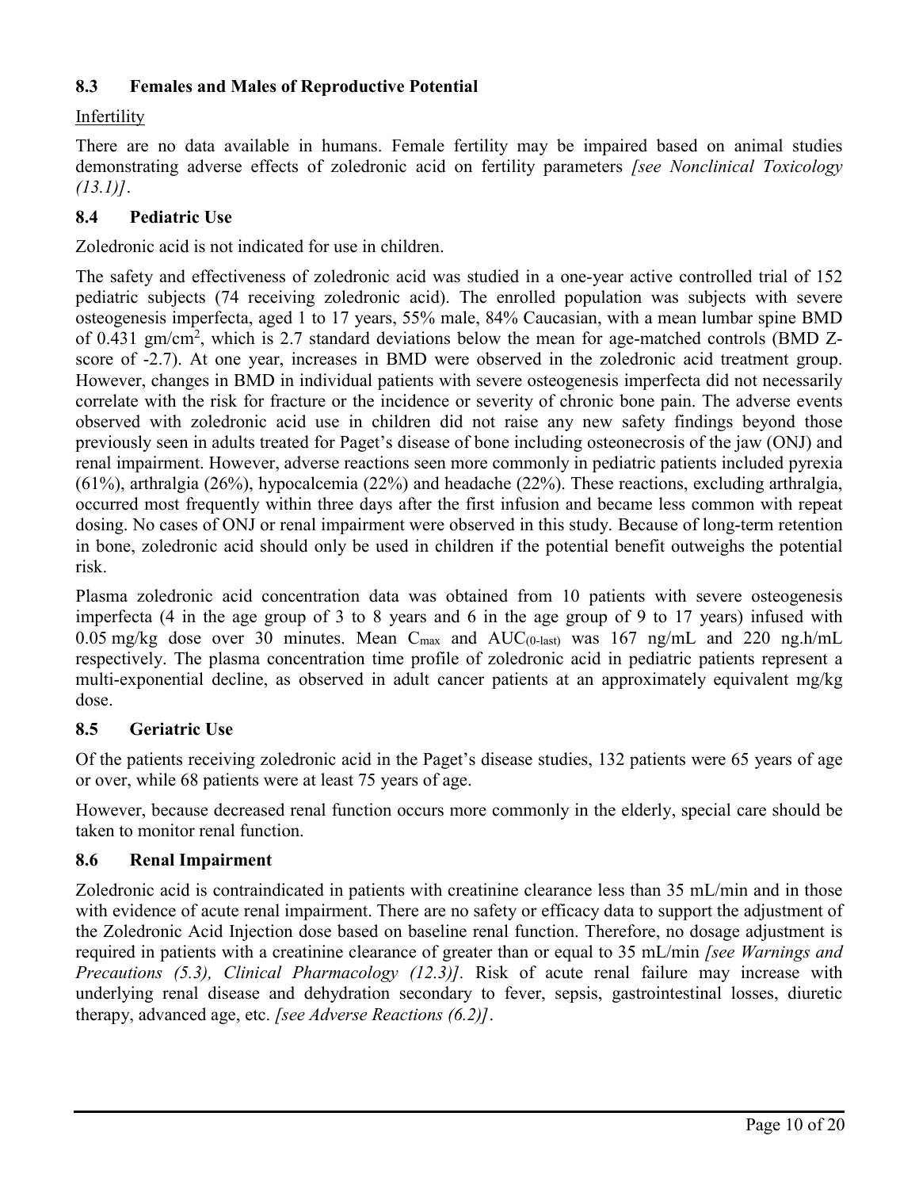### 8.3 Females and Males of Reproductive Potential

Infertility

There are no data available in humans. Female fertility may be impaired based on animal studies demonstrating adverse effects of zoledronic acid on fertility parameters *[see Nonclinical Toxicology (13.1)]*.

### 8.4 Pediatric Use

Zoledronic acid is not indicated for use in children.

The safety and effectiveness of zoledronic acid was studied in a one-year active controlled trial of 152 pediatric subjects (74 receiving zoledronic acid). The enrolled population was subjects with severe osteogenesis imperfecta, aged 1 to 17 years, 55% male, 84% Caucasian, with a mean lumbar spine BMD of 0.431 $gm/cm^2$, which is 2.7 standard deviations below the mean for age-matched controls (BMD Z-score of -2.7). At one year, increases in BMD were observed in the zoledronic acid treatment group. However, changes in BMD in individual patients with severe osteogenesis imperfecta did not necessarily correlate with the risk for fracture or the incidence or severity of chronic bone pain. The adverse events observed with zoledronic acid use in children did not raise any new safety findings beyond those previously seen in adults treated for Paget's disease of bone including osteonecrosis of the jaw (ONJ) and renal impairment. However, adverse reactions seen more commonly in pediatric patients included pyrexia (61%), arthralgia (26%), hypocalcemia (22%) and headache (22%). These reactions, excluding arthralgia, occurred most frequently within three days after the first infusion and became less common with repeat dosing. No cases of ONJ or renal impairment were observed in this study. Because of long-term retention in bone, zoledronic acid should only be used in children if the potential benefit outweighs the potential risk.

Plasma zoledronic acid concentration data was obtained from 10 patients with severe osteogenesis imperfecta (4 in the age group of 3 to 8 years and 6 in the age group of 9 to 17 years) infused with 0.05 mg/kg dose over 30 minutes. Mean $C_{max}$ and $AUC_{(0\text{-last})}$ was 167 ng/mL and 220 ng.h/mL respectively. The plasma concentration time profile of zoledronic acid in pediatric patients represent a multi-exponential decline, as observed in adult cancer patients at an approximately equivalent mg/kg dose.

### 8.5 Geriatric Use

Of the patients receiving zoledronic acid in the Paget's disease studies, 132 patients were 65 years of age or over, while 68 patients were at least 75 years of age.

However, because decreased renal function occurs more commonly in the elderly, special care should be taken to monitor renal function.

### 8.6 Renal Impairment

Zoledronic acid is contraindicated in patients with creatinine clearance less than 35 mL/min and in those with evidence of acute renal impairment. There are no safety or efficacy data to support the adjustment of the Zoledronic Acid Injection dose based on baseline renal function. Therefore, no dosage adjustment is required in patients with a creatinine clearance of greater than or equal to 35 mL/min *[see Warnings and Precautions (5.3), Clinical Pharmacology (12.3)]*. Risk of acute renal failure may increase with underlying renal disease and dehydration secondary to fever, sepsis, gastrointestinal losses, diuretic therapy, advanced age, etc. *[see Adverse Reactions (6.2)]*.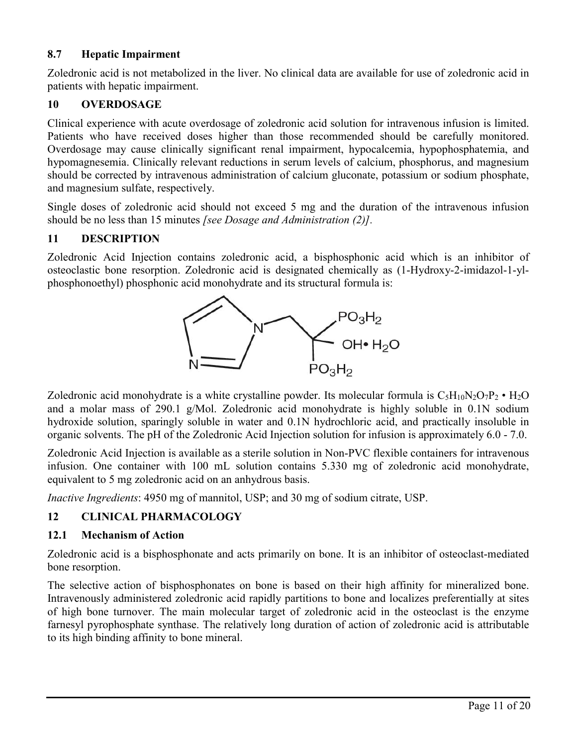### 8.7 Hepatic Impairment

Zoledronic acid is not metabolized in the liver. No clinical data are available for use of zoledronic acid in patients with hepatic impairment.

## 10 OVERDOSAGE

Clinical experience with acute overdosage of zoledronic acid solution for intravenous infusion is limited. Patients who have received doses higher than those recommended should be carefully monitored. Overdosage may cause clinically significant renal impairment, hypocalcemia, hypophosphatemia, and hypomagnesemia. Clinically relevant reductions in serum levels of calcium, phosphorus, and magnesium should be corrected by intravenous administration of calcium gluconate, potassium or sodium phosphate, and magnesium sulfate, respectively.

Single doses of zoledronic acid should not exceed 5 mg and the duration of the intravenous infusion should be no less than 15 minutes *[see Dosage and Administration (2)]*.

## 11 DESCRIPTION

Zoledronic Acid Injection contains zoledronic acid, a bisphosphonic acid which is an inhibitor of osteoclastic bone resorption. Zoledronic acid is designated chemically as (1-Hydroxy-2-imidazol-1-yl-phosphonoethyl) phosphonic acid monohydrate and its structural formula is:

Zoledronic acid monohydrate is a white crystalline powder. Its molecular formula is $C_5H_{10}N_2O_7P_2 \cdot H_2O$ and a molar mass of 290.1 g/Mol. Zoledronic acid monohydrate is highly soluble in 0.1N sodium hydroxide solution, sparingly soluble in water and 0.1N hydrochloric acid, and practically insoluble in organic solvents. The pH of the Zoledronic Acid Injection solution for infusion is approximately 6.0 - 7.0.

Zoledronic Acid Injection is available as a sterile solution in Non-PVC flexible containers for intravenous infusion. One container with 100 mL solution contains 5.330 mg of zoledronic acid monohydrate, equivalent to 5 mg zoledronic acid on an anhydrous basis.

*Inactive Ingredients*: 4950 mg of mannitol, USP; and 30 mg of sodium citrate, USP.

## 12 CLINICAL PHARMACOLOGY

### 12.1 Mechanism of Action

Zoledronic acid is a bisphosphonate and acts primarily on bone. It is an inhibitor of osteoclast-mediated bone resorption.

The selective action of bisphosphonates on bone is based on their high affinity for mineralized bone. Intravenously administered zoledronic acid rapidly partitions to bone and localizes preferentially at sites of high bone turnover. The main molecular target of zoledronic acid in the osteoclast is the enzyme farnesyl pyrophosphate synthase. The relatively long duration of action of zoledronic acid is attributable to its high binding affinity to bone mineral.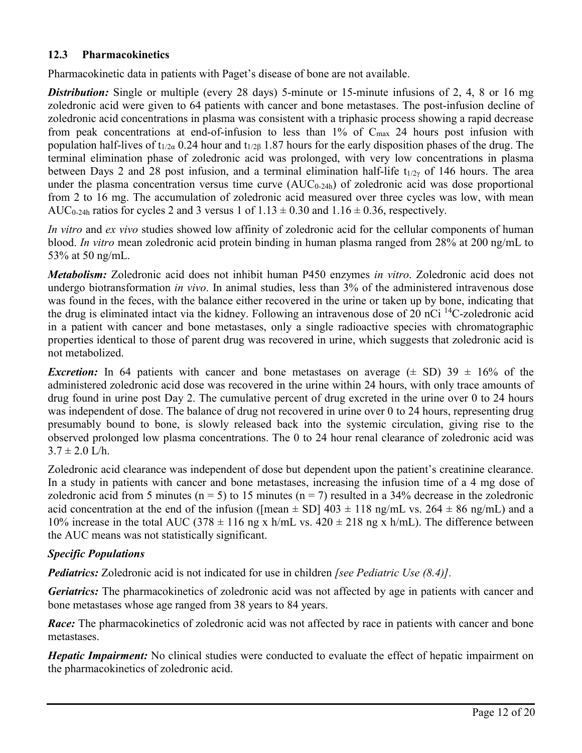### 12.3 Pharmacokinetics

Pharmacokinetic data in patients with Paget's disease of bone are not available.

***Distribution:*** Single or multiple (every 28 days) 5-minute or 15-minute infusions of 2, 4, 8 or 16 mg zoledronic acid were given to 64 patients with cancer and bone metastases. The post-infusion decline of zoledronic acid concentrations in plasma was consistent with a triphasic process showing a rapid decrease from peak concentrations at end-of-infusion to less than 1% of $C_{max}$ 24 hours post infusion with population half-lives of $t_{1/2\alpha}$ 0.24 hour and $t_{1/2\beta}$ 1.87 hours for the early disposition phases of the drug. The terminal elimination phase of zoledronic acid was prolonged, with very low concentrations in plasma between Days 2 and 28 post infusion, and a terminal elimination half-life $t_{1/2\gamma}$ of 146 hours. The area under the plasma concentration versus time curve ($AUC_{0\text{-}24h}$) of zoledronic acid was dose proportional from 2 to 16 mg. The accumulation of zoledronic acid measured over three cycles was low, with mean $AUC_{0\text{-}24h}$ ratios for cycles 2 and 3 versus 1 of $1.13 \pm 0.30$ and $1.16 \pm 0.36$, respectively.

*In vitro* and *ex vivo* studies showed low affinity of zoledronic acid for the cellular components of human blood. *In vitro* mean zoledronic acid protein binding in human plasma ranged from 28% at 200 ng/mL to 53% at 50 ng/mL.

***Metabolism:*** Zoledronic acid does not inhibit human P450 enzymes *in vitro*. Zoledronic acid does not undergo biotransformation *in vivo*. In animal studies, less than 3% of the administered intravenous dose was found in the feces, with the balance either recovered in the urine or taken up by bone, indicating that the drug is eliminated intact via the kidney. Following an intravenous dose of 20 nCi $^{14}C$-zoledronic acid in a patient with cancer and bone metastases, only a single radioactive species with chromatographic properties identical to those of parent drug was recovered in urine, which suggests that zoledronic acid is not metabolized.

***Excretion:*** In 64 patients with cancer and bone metastases on average (± SD) 39 ± 16% of the administered zoledronic acid dose was recovered in the urine within 24 hours, with only trace amounts of drug found in urine post Day 2. The cumulative percent of drug excreted in the urine over 0 to 24 hours was independent of dose. The balance of drug not recovered in urine over 0 to 24 hours, representing drug presumably bound to bone, is slowly released back into the systemic circulation, giving rise to the observed prolonged low plasma concentrations. The 0 to 24 hour renal clearance of zoledronic acid was 3.7 ± 2.0 L/h.

Zoledronic acid clearance was independent of dose but dependent upon the patient's creatinine clearance. In a study in patients with cancer and bone metastases, increasing the infusion time of a 4 mg dose of zoledronic acid from 5 minutes (n = 5) to 15 minutes (n = 7) resulted in a 34% decrease in the zoledronic acid concentration at the end of the infusion ([mean ± SD] 403 ± 118 ng/mL vs. 264 ± 86 ng/mL) and a 10% increase in the total AUC (378 ± 116 ng x h/mL vs. 420 ± 218 ng x h/mL). The difference between the AUC means was not statistically significant.

***Specific Populations***

***Pediatrics:*** Zoledronic acid is not indicated for use in children *[see Pediatric Use (8.4)]*.

***Geriatrics:*** The pharmacokinetics of zoledronic acid was not affected by age in patients with cancer and bone metastases whose age ranged from 38 years to 84 years.

***Race:*** The pharmacokinetics of zoledronic acid was not affected by race in patients with cancer and bone metastases.

***Hepatic Impairment:*** No clinical studies were conducted to evaluate the effect of hepatic impairment on the pharmacokinetics of zoledronic acid.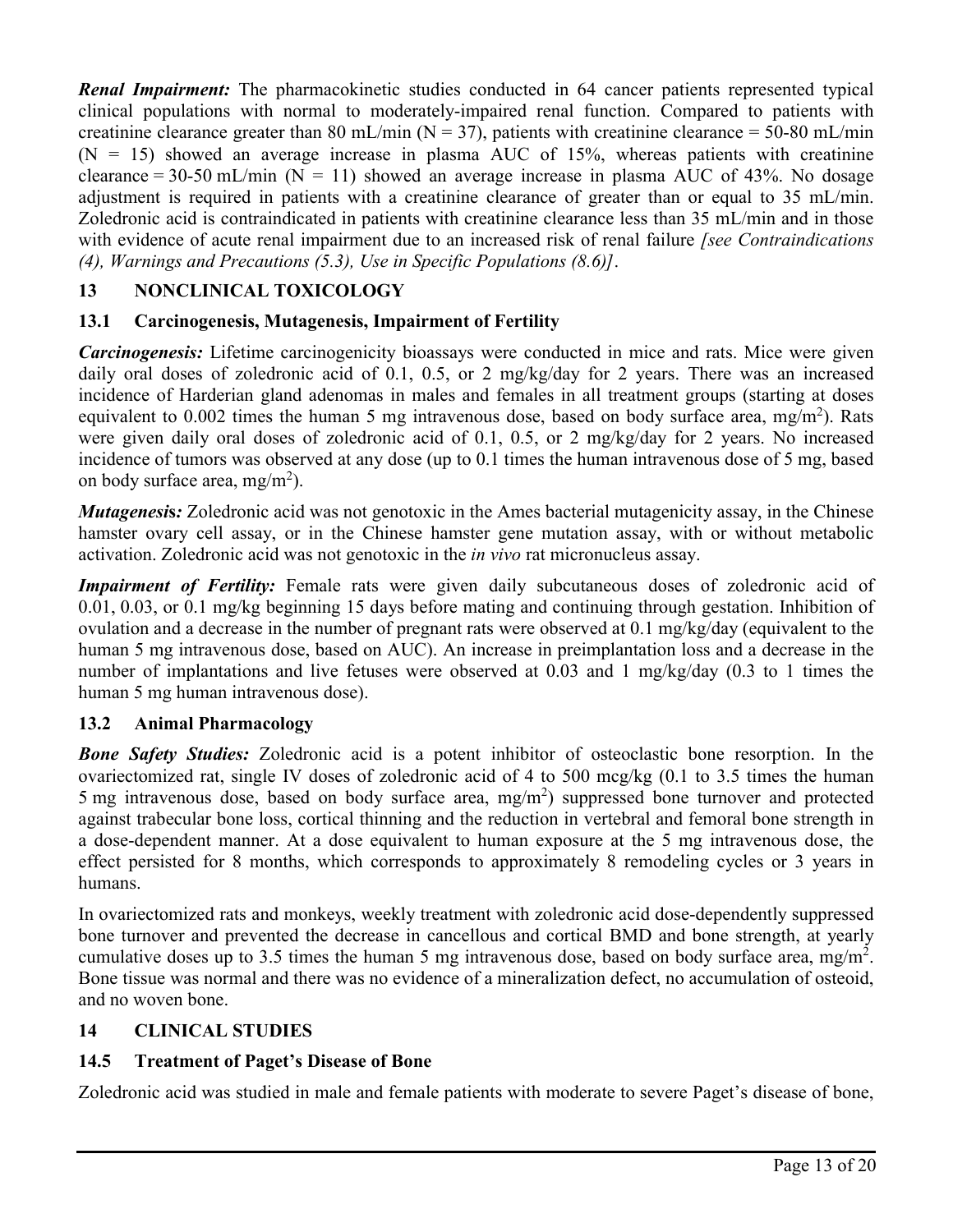***Renal Impairment:*** The pharmacokinetic studies conducted in 64 cancer patients represented typical clinical populations with normal to moderately-impaired renal function. Compared to patients with creatinine clearance greater than 80 mL/min (N = 37), patients with creatinine clearance = 50-80 mL/min (N = 15) showed an average increase in plasma AUC of 15%, whereas patients with creatinine clearance = 30-50 mL/min (N = 11) showed an average increase in plasma AUC of 43%. No dosage adjustment is required in patients with a creatinine clearance of greater than or equal to 35 mL/min. Zoledronic acid is contraindicated in patients with creatinine clearance less than 35 mL/min and in those with evidence of acute renal impairment due to an increased risk of renal failure *[see Contraindications (4), Warnings and Precautions (5.3), Use in Specific Populations (8.6)]*.

## 13 NONCLINICAL TOXICOLOGY

### 13.1 Carcinogenesis, Mutagenesis, Impairment of Fertility

***Carcinogenesis:*** Lifetime carcinogenicity bioassays were conducted in mice and rats. Mice were given daily oral doses of zoledronic acid of 0.1, 0.5, or 2 mg/kg/day for 2 years. There was an increased incidence of Harderian gland adenomas in males and females in all treatment groups (starting at doses equivalent to 0.002 times the human 5 mg intravenous dose, based on body surface area, $mg/m^2$). Rats were given daily oral doses of zoledronic acid of 0.1, 0.5, or 2 mg/kg/day for 2 years. No increased incidence of tumors was observed at any dose (up to 0.1 times the human intravenous dose of 5 mg, based on body surface area, $mg/m^2$).

***Mutagenesis:*** Zoledronic acid was not genotoxic in the Ames bacterial mutagenicity assay, in the Chinese hamster ovary cell assay, or in the Chinese hamster gene mutation assay, with or without metabolic activation. Zoledronic acid was not genotoxic in the *in vivo* rat micronucleus assay.

***Impairment of Fertility:*** Female rats were given daily subcutaneous doses of zoledronic acid of 0.01, 0.03, or 0.1 mg/kg beginning 15 days before mating and continuing through gestation. Inhibition of ovulation and a decrease in the number of pregnant rats were observed at 0.1 mg/kg/day (equivalent to the human 5 mg intravenous dose, based on AUC). An increase in preimplantation loss and a decrease in the number of implantations and live fetuses were observed at 0.03 and 1 mg/kg/day (0.3 to 1 times the human 5 mg human intravenous dose).

### 13.2 Animal Pharmacology

***Bone Safety Studies:*** Zoledronic acid is a potent inhibitor of osteoclastic bone resorption. In the ovariectomized rat, single IV doses of zoledronic acid of 4 to 500 mcg/kg (0.1 to 3.5 times the human 5 mg intravenous dose, based on body surface area, $mg/m^2$) suppressed bone turnover and protected against trabecular bone loss, cortical thinning and the reduction in vertebral and femoral bone strength in a dose-dependent manner. At a dose equivalent to human exposure at the 5 mg intravenous dose, the effect persisted for 8 months, which corresponds to approximately 8 remodeling cycles or 3 years in humans.

In ovariectomized rats and monkeys, weekly treatment with zoledronic acid dose-dependently suppressed bone turnover and prevented the decrease in cancellous and cortical BMD and bone strength, at yearly cumulative doses up to 3.5 times the human 5 mg intravenous dose, based on body surface area, $mg/m^2$. Bone tissue was normal and there was no evidence of a mineralization defect, no accumulation of osteoid, and no woven bone.

## 14 CLINICAL STUDIES

### 14.5 Treatment of Paget's Disease of Bone

Zoledronic acid was studied in male and female patients with moderate to severe Paget's disease of bone,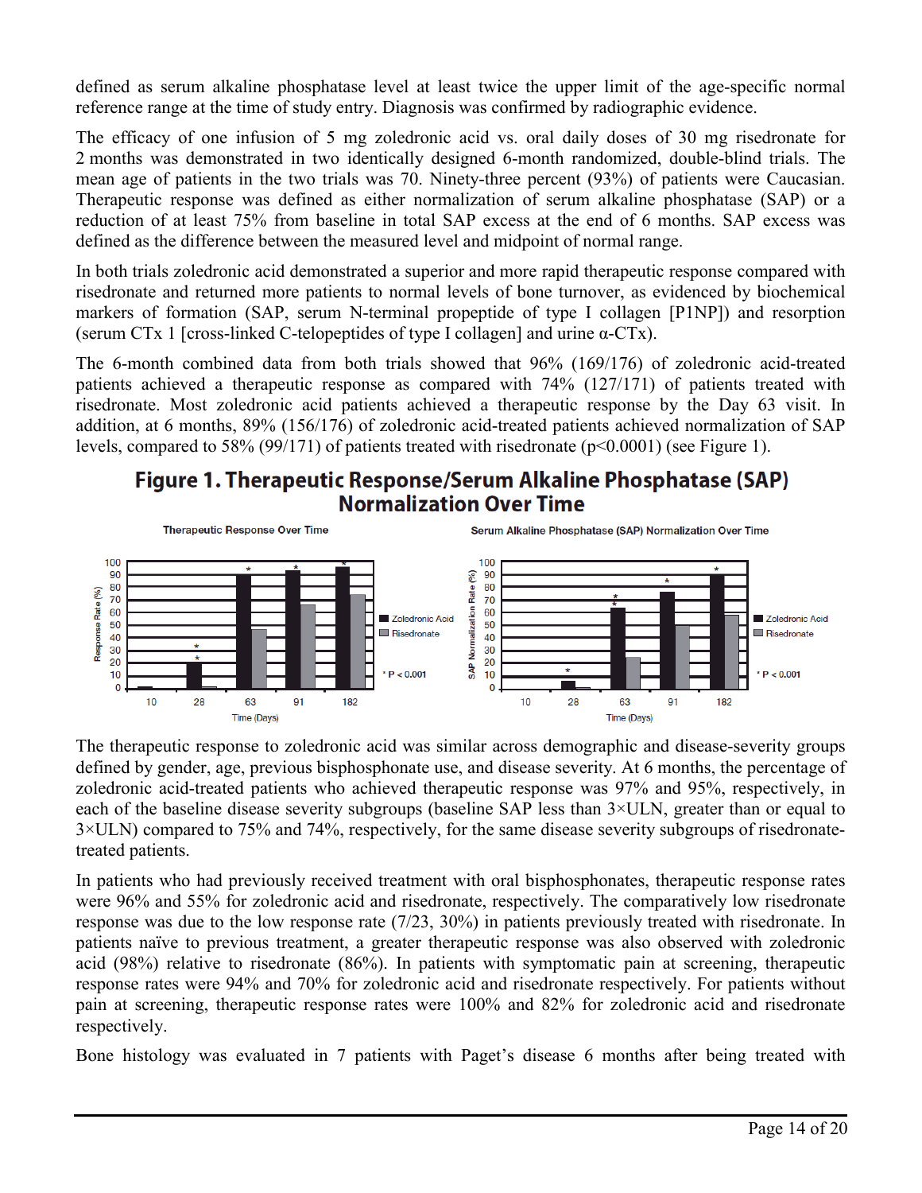defined as serum alkaline phosphatase level at least twice the upper limit of the age-specific normal reference range at the time of study entry. Diagnosis was confirmed by radiographic evidence.

The efficacy of one infusion of 5 mg zoledronic acid vs. oral daily doses of 30 mg risedronate for 2 months was demonstrated in two identically designed 6-month randomized, double-blind trials. The mean age of patients in the two trials was 70. Ninety-three percent (93%) of patients were Caucasian. Therapeutic response was defined as either normalization of serum alkaline phosphatase (SAP) or a reduction of at least 75% from baseline in total SAP excess at the end of 6 months. SAP excess was defined as the difference between the measured level and midpoint of normal range.

In both trials zoledronic acid demonstrated a superior and more rapid therapeutic response compared with risedronate and returned more patients to normal levels of bone turnover, as evidenced by biochemical markers of formation (SAP, serum N-terminal propeptide of type I collagen [P1NP]) and resorption (serum CTx 1 [cross-linked C-telopeptides of type I collagen] and urine α-CTx).

The 6-month combined data from both trials showed that 96% (169/176) of zoledronic acid-treated patients achieved a therapeutic response as compared with 74% (127/171) of patients treated with risedronate. Most zoledronic acid patients achieved a therapeutic response by the Day 63 visit. In addition, at 6 months, 89% (156/176) of zoledronic acid-treated patients achieved normalization of SAP levels, compared to 58% (99/171) of patients treated with risedronate ($p<0.0001$) (see Figure 1).

## Figure 1. Therapeutic Response/Serum Alkaline Phosphatase (SAP) Normalization Over Time

The therapeutic response to zoledronic acid was similar across demographic and disease-severity groups defined by gender, age, previous bisphosphonate use, and disease severity. At 6 months, the percentage of zoledronic acid-treated patients who achieved therapeutic response was 97% and 95%, respectively, in each of the baseline disease severity subgroups (baseline SAP less than 3×ULN, greater than or equal to 3×ULN) compared to 75% and 74%, respectively, for the same disease severity subgroups of risedronate-treated patients.

In patients who had previously received treatment with oral bisphosphonates, therapeutic response rates were 96% and 55% for zoledronic acid and risedronate, respectively. The comparatively low risedronate response was due to the low response rate (7/23, 30%) in patients previously treated with risedronate. In patients naïve to previous treatment, a greater therapeutic response was also observed with zoledronic acid (98%) relative to risedronate (86%). In patients with symptomatic pain at screening, therapeutic response rates were 94% and 70% for zoledronic acid and risedronate respectively. For patients without pain at screening, therapeutic response rates were 100% and 82% for zoledronic acid and risedronate respectively.

Bone histology was evaluated in 7 patients with Paget's disease 6 months after being treated with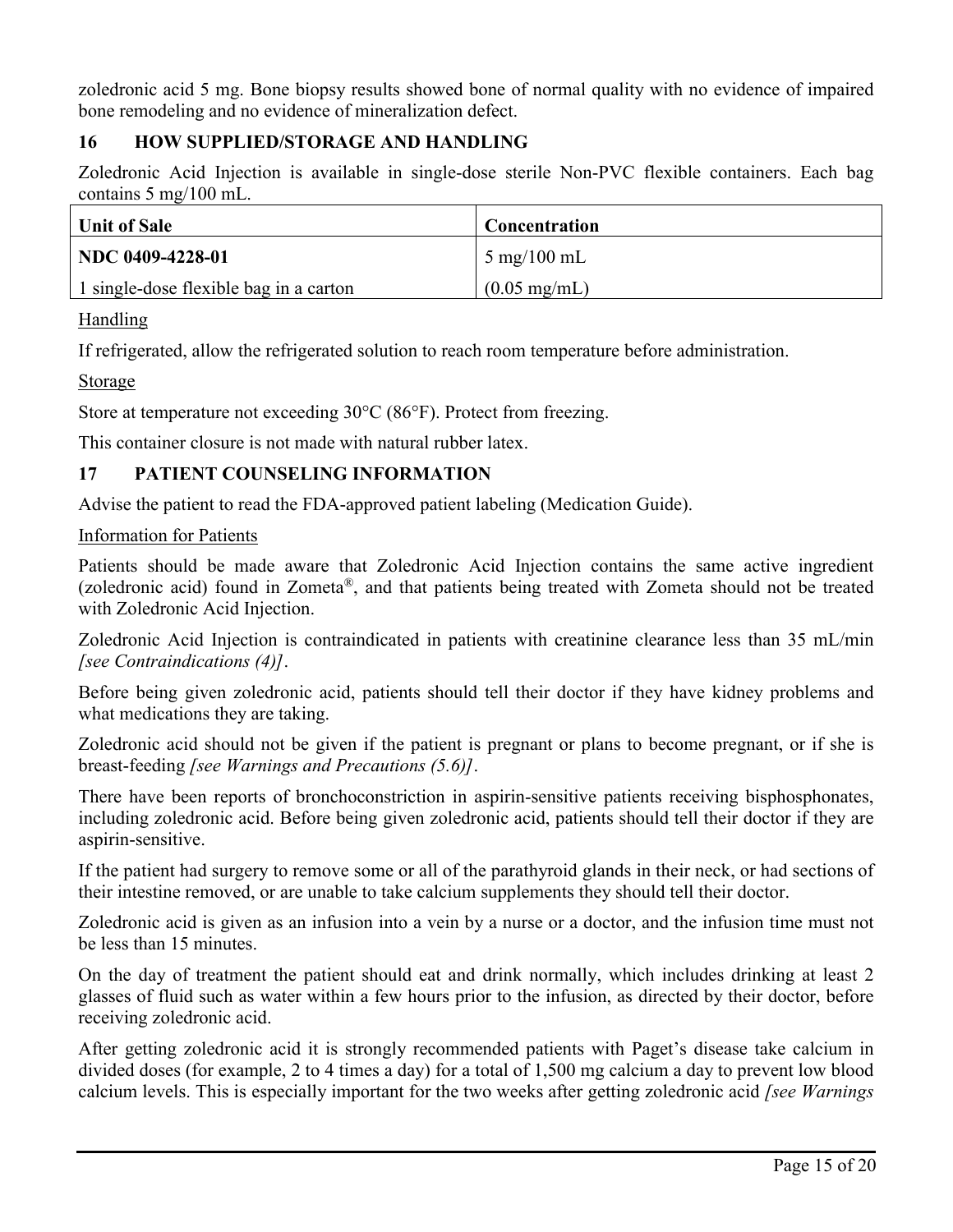zoledronic acid 5 mg. Bone biopsy results showed bone of normal quality with no evidence of impaired bone remodeling and no evidence of mineralization defect.

## 16 HOW SUPPLIED/STORAGE AND HANDLING

Zoledronic Acid Injection is available in single-dose sterile Non-PVC flexible containers. Each bag contains 5 mg/100 mL.

| Unit of Sale | Concentration |
|---|---|
| **NDC 0409-4228-01**<br>1 single-dose flexible bag in a carton | 5 mg/100 mL<br>(0.05 mg/mL) |

Handling

If refrigerated, allow the refrigerated solution to reach room temperature before administration.

Storage

Store at temperature not exceeding 30°C (86°F). Protect from freezing.

This container closure is not made with natural rubber latex.

## 17 PATIENT COUNSELING INFORMATION

Advise the patient to read the FDA-approved patient labeling (Medication Guide).

Information for Patients

Patients should be made aware that Zoledronic Acid Injection contains the same active ingredient (zoledronic acid) found in Zometa®, and that patients being treated with Zometa should not be treated with Zoledronic Acid Injection.

Zoledronic Acid Injection is contraindicated in patients with creatinine clearance less than 35 mL/min *[see Contraindications (4)]*.

Before being given zoledronic acid, patients should tell their doctor if they have kidney problems and what medications they are taking.

Zoledronic acid should not be given if the patient is pregnant or plans to become pregnant, or if she is breast-feeding *[see Warnings and Precautions (5.6)]*.

There have been reports of bronchoconstriction in aspirin-sensitive patients receiving bisphosphonates, including zoledronic acid. Before being given zoledronic acid, patients should tell their doctor if they are aspirin-sensitive.

If the patient had surgery to remove some or all of the parathyroid glands in their neck, or had sections of their intestine removed, or are unable to take calcium supplements they should tell their doctor.

Zoledronic acid is given as an infusion into a vein by a nurse or a doctor, and the infusion time must not be less than 15 minutes.

On the day of treatment the patient should eat and drink normally, which includes drinking at least 2 glasses of fluid such as water within a few hours prior to the infusion, as directed by their doctor, before receiving zoledronic acid.

After getting zoledronic acid it is strongly recommended patients with Paget's disease take calcium in divided doses (for example, 2 to 4 times a day) for a total of 1,500 mg calcium a day to prevent low blood calcium levels. This is especially important for the two weeks after getting zoledronic acid *[see Warnings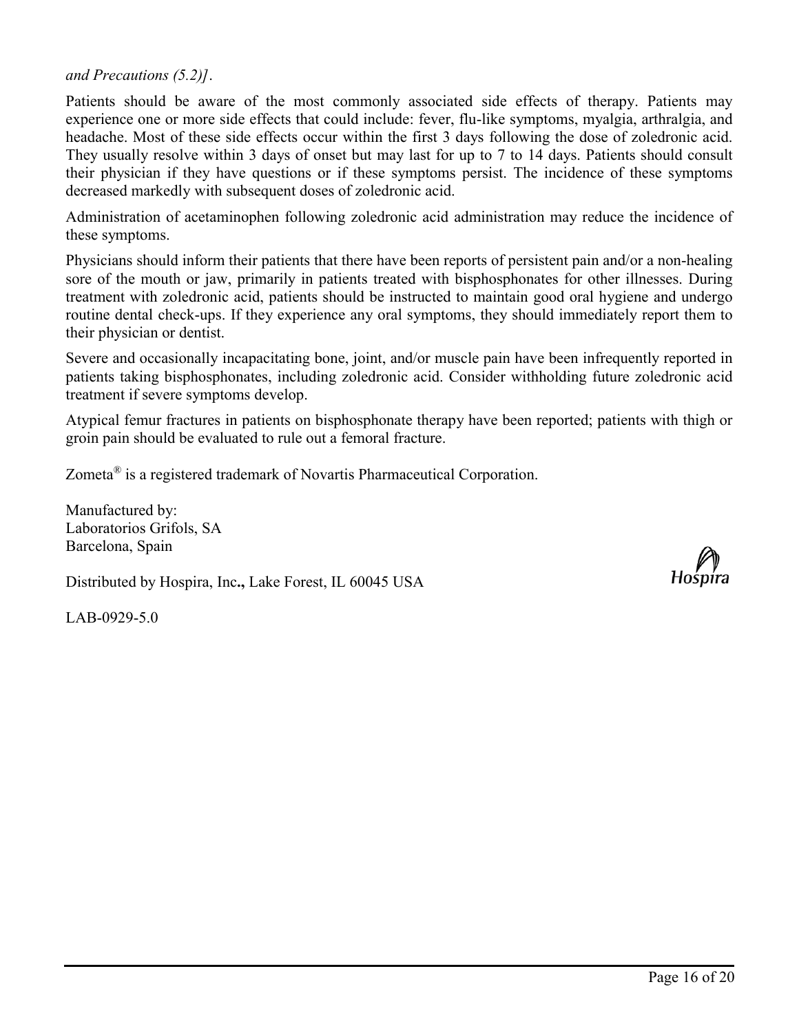*and Precautions (5.2)]*.

Patients should be aware of the most commonly associated side effects of therapy. Patients may experience one or more side effects that could include: fever, flu-like symptoms, myalgia, arthralgia, and headache. Most of these side effects occur within the first 3 days following the dose of zoledronic acid. They usually resolve within 3 days of onset but may last for up to 7 to 14 days. Patients should consult their physician if they have questions or if these symptoms persist. The incidence of these symptoms decreased markedly with subsequent doses of zoledronic acid.

Administration of acetaminophen following zoledronic acid administration may reduce the incidence of these symptoms.

Physicians should inform their patients that there have been reports of persistent pain and/or a non-healing sore of the mouth or jaw, primarily in patients treated with bisphosphonates for other illnesses. During treatment with zoledronic acid, patients should be instructed to maintain good oral hygiene and undergo routine dental check-ups. If they experience any oral symptoms, they should immediately report them to their physician or dentist.

Severe and occasionally incapacitating bone, joint, and/or muscle pain have been infrequently reported in patients taking bisphosphonates, including zoledronic acid. Consider withholding future zoledronic acid treatment if severe symptoms develop.

Atypical femur fractures in patients on bisphosphonate therapy have been reported; patients with thigh or groin pain should be evaluated to rule out a femoral fracture.

Zometa® is a registered trademark of Novartis Pharmaceutical Corporation.

Manufactured by:
Laboratorios Grifols, SA
Barcelona, Spain

Distributed by Hospira, Inc**.,** Lake Forest, IL 60045 USA

Hospira

LAB-0929-5.0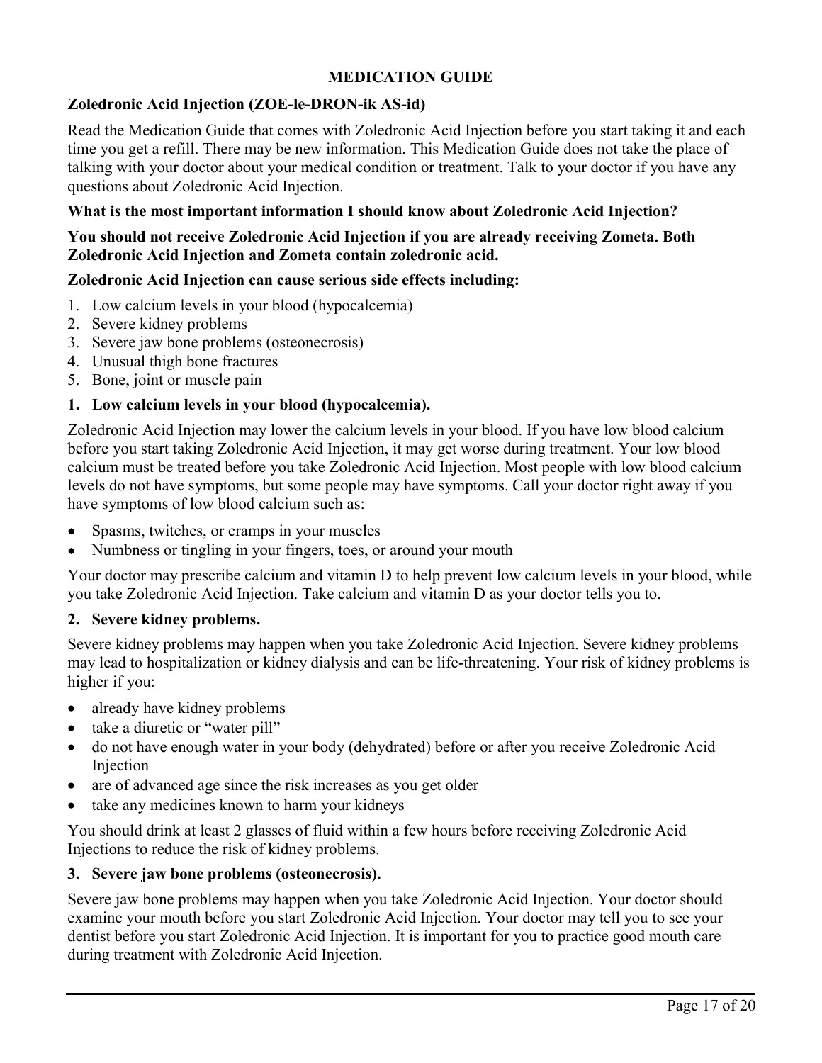## MEDICATION GUIDE

### Zoledronic Acid Injection (ZOE-le-DRON-ik AS-id)

Read the Medication Guide that comes with Zoledronic Acid Injection before you start taking it and each time you get a refill. There may be new information. This Medication Guide does not take the place of talking with your doctor about your medical condition or treatment. Talk to your doctor if you have any questions about Zoledronic Acid Injection.

**What is the most important information I should know about Zoledronic Acid Injection?**

**You should not receive Zoledronic Acid Injection if you are already receiving Zometa. Both Zoledronic Acid Injection and Zometa contain zoledronic acid.**

**Zoledronic Acid Injection can cause serious side effects including:**

1. Low calcium levels in your blood (hypocalcemia)
2. Severe kidney problems
3. Severe jaw bone problems (osteonecrosis)
4. Unusual thigh bone fractures
5. Bone, joint or muscle pain

**1. Low calcium levels in your blood (hypocalcemia).**

Zoledronic Acid Injection may lower the calcium levels in your blood. If you have low blood calcium before you start taking Zoledronic Acid Injection, it may get worse during treatment. Your low blood calcium must be treated before you take Zoledronic Acid Injection. Most people with low blood calcium levels do not have symptoms, but some people may have symptoms. Call your doctor right away if you have symptoms of low blood calcium such as:

- Spasms, twitches, or cramps in your muscles
- Numbness or tingling in your fingers, toes, or around your mouth

Your doctor may prescribe calcium and vitamin D to help prevent low calcium levels in your blood, while you take Zoledronic Acid Injection. Take calcium and vitamin D as your doctor tells you to.

**2. Severe kidney problems.**

Severe kidney problems may happen when you take Zoledronic Acid Injection. Severe kidney problems may lead to hospitalization or kidney dialysis and can be life-threatening. Your risk of kidney problems is higher if you:

- already have kidney problems
- take a diuretic or "water pill"
- do not have enough water in your body (dehydrated) before or after you receive Zoledronic Acid Injection
- are of advanced age since the risk increases as you get older
- take any medicines known to harm your kidneys

You should drink at least 2 glasses of fluid within a few hours before receiving Zoledronic Acid Injections to reduce the risk of kidney problems.

**3. Severe jaw bone problems (osteonecrosis).**

Severe jaw bone problems may happen when you take Zoledronic Acid Injection. Your doctor should examine your mouth before you start Zoledronic Acid Injection. Your doctor may tell you to see your dentist before you start Zoledronic Acid Injection. It is important for you to practice good mouth care during treatment with Zoledronic Acid Injection.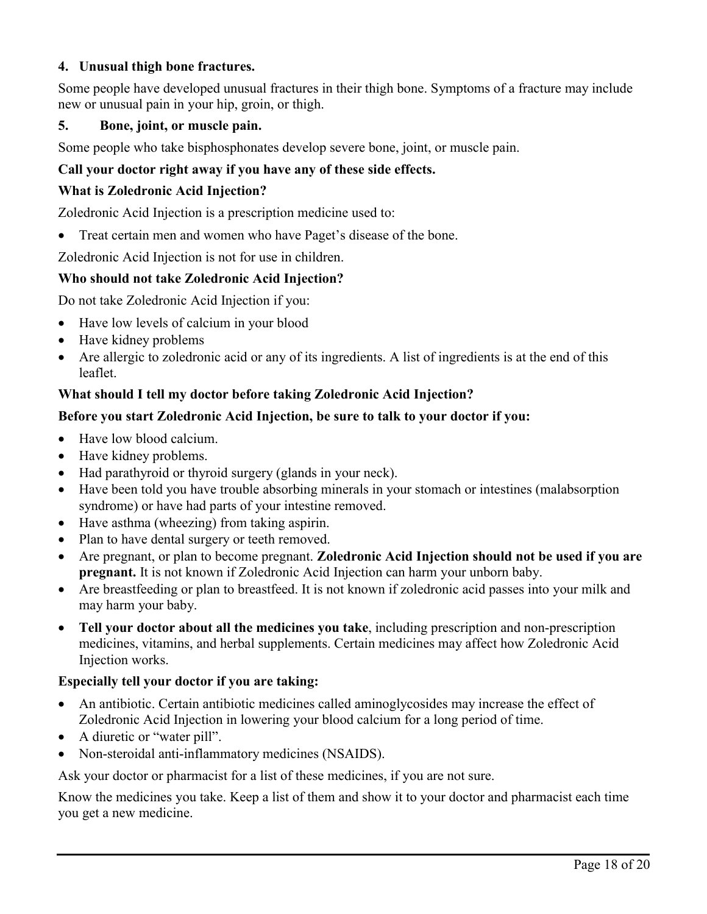**4. Unusual thigh bone fractures.**

Some people have developed unusual fractures in their thigh bone. Symptoms of a fracture may include new or unusual pain in your hip, groin, or thigh.

**5. Bone, joint, or muscle pain.**

Some people who take bisphosphonates develop severe bone, joint, or muscle pain.

**Call your doctor right away if you have any of these side effects.**

**What is Zoledronic Acid Injection?**

Zoledronic Acid Injection is a prescription medicine used to:

- Treat certain men and women who have Paget's disease of the bone.

Zoledronic Acid Injection is not for use in children.

**Who should not take Zoledronic Acid Injection?**

Do not take Zoledronic Acid Injection if you:

- Have low levels of calcium in your blood
- Have kidney problems
- Are allergic to zoledronic acid or any of its ingredients. A list of ingredients is at the end of this leaflet.

**What should I tell my doctor before taking Zoledronic Acid Injection?**

**Before you start Zoledronic Acid Injection, be sure to talk to your doctor if you:**

- Have low blood calcium.
- Have kidney problems.
- Had parathyroid or thyroid surgery (glands in your neck).
- Have been told you have trouble absorbing minerals in your stomach or intestines (malabsorption syndrome) or have had parts of your intestine removed.
- Have asthma (wheezing) from taking aspirin.
- Plan to have dental surgery or teeth removed.
- Are pregnant, or plan to become pregnant. **Zoledronic Acid Injection should not be used if you are pregnant.** It is not known if Zoledronic Acid Injection can harm your unborn baby.
- Are breastfeeding or plan to breastfeed. It is not known if zoledronic acid passes into your milk and may harm your baby.
- **Tell your doctor about all the medicines you take**, including prescription and non-prescription medicines, vitamins, and herbal supplements. Certain medicines may affect how Zoledronic Acid Injection works.

**Especially tell your doctor if you are taking:**

- An antibiotic. Certain antibiotic medicines called aminoglycosides may increase the effect of Zoledronic Acid Injection in lowering your blood calcium for a long period of time.
- A diuretic or "water pill".
- Non-steroidal anti-inflammatory medicines (NSAIDS).

Ask your doctor or pharmacist for a list of these medicines, if you are not sure.

Know the medicines you take. Keep a list of them and show it to your doctor and pharmacist each time you get a new medicine.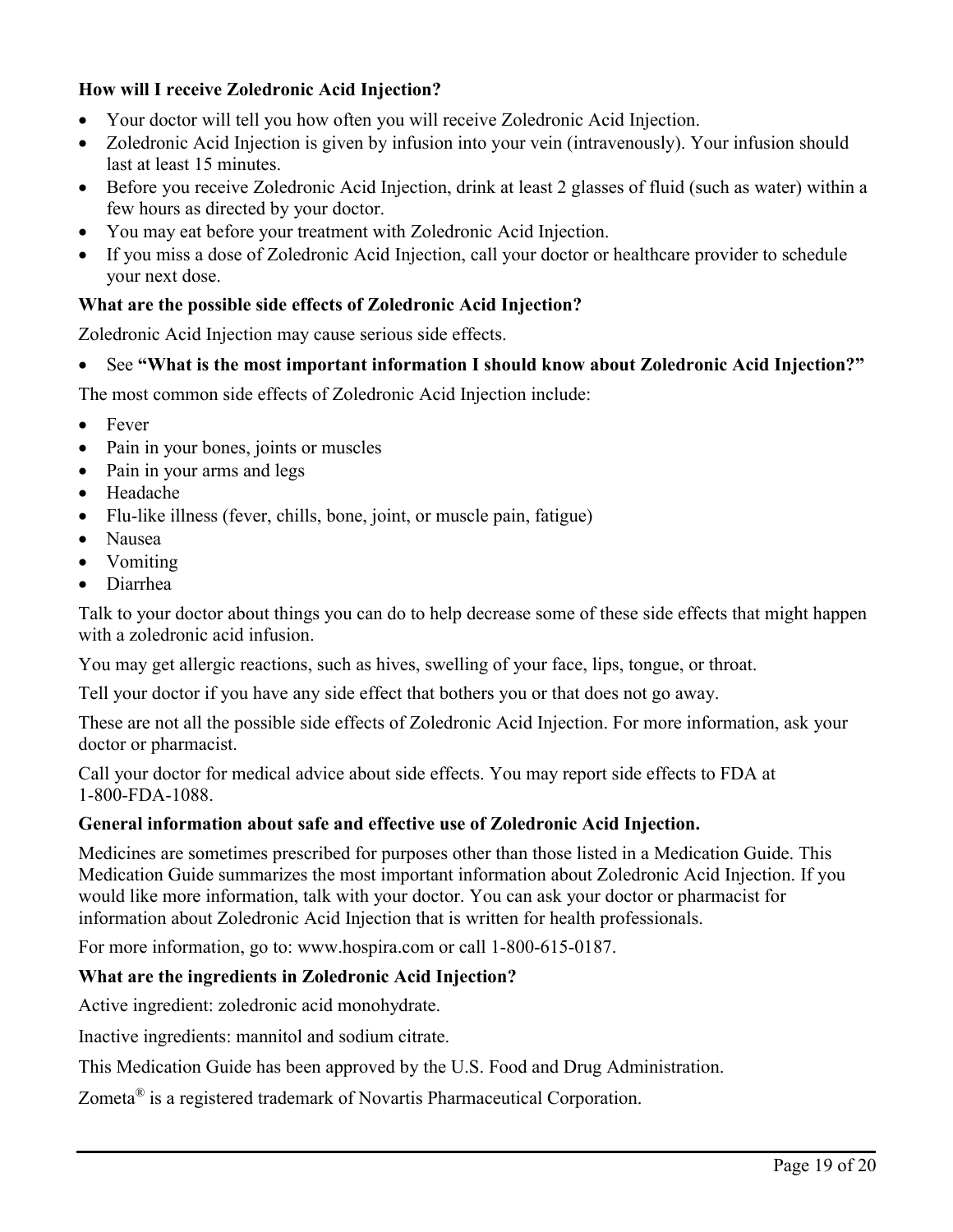**How will I receive Zoledronic Acid Injection?**

- Your doctor will tell you how often you will receive Zoledronic Acid Injection.
- Zoledronic Acid Injection is given by infusion into your vein (intravenously). Your infusion should last at least 15 minutes.
- Before you receive Zoledronic Acid Injection, drink at least 2 glasses of fluid (such as water) within a few hours as directed by your doctor.
- You may eat before your treatment with Zoledronic Acid Injection.
- If you miss a dose of Zoledronic Acid Injection, call your doctor or healthcare provider to schedule your next dose.

**What are the possible side effects of Zoledronic Acid Injection?**

Zoledronic Acid Injection may cause serious side effects.

- See **"What is the most important information I should know about Zoledronic Acid Injection?"**

The most common side effects of Zoledronic Acid Injection include:

- Fever
- Pain in your bones, joints or muscles
- Pain in your arms and legs
- Headache
- Flu-like illness (fever, chills, bone, joint, or muscle pain, fatigue)
- Nausea
- Vomiting
- Diarrhea

Talk to your doctor about things you can do to help decrease some of these side effects that might happen with a zoledronic acid infusion.

You may get allergic reactions, such as hives, swelling of your face, lips, tongue, or throat.

Tell your doctor if you have any side effect that bothers you or that does not go away.

These are not all the possible side effects of Zoledronic Acid Injection. For more information, ask your doctor or pharmacist.

Call your doctor for medical advice about side effects. You may report side effects to FDA at 1-800-FDA-1088.

**General information about safe and effective use of Zoledronic Acid Injection.**

Medicines are sometimes prescribed for purposes other than those listed in a Medication Guide. This Medication Guide summarizes the most important information about Zoledronic Acid Injection. If you would like more information, talk with your doctor. You can ask your doctor or pharmacist for information about Zoledronic Acid Injection that is written for health professionals.

For more information, go to: www.hospira.com or call 1-800-615-0187.

**What are the ingredients in Zoledronic Acid Injection?**

Active ingredient: zoledronic acid monohydrate.

Inactive ingredients: mannitol and sodium citrate.

This Medication Guide has been approved by the U.S. Food and Drug Administration.

Zometa® is a registered trademark of Novartis Pharmaceutical Corporation.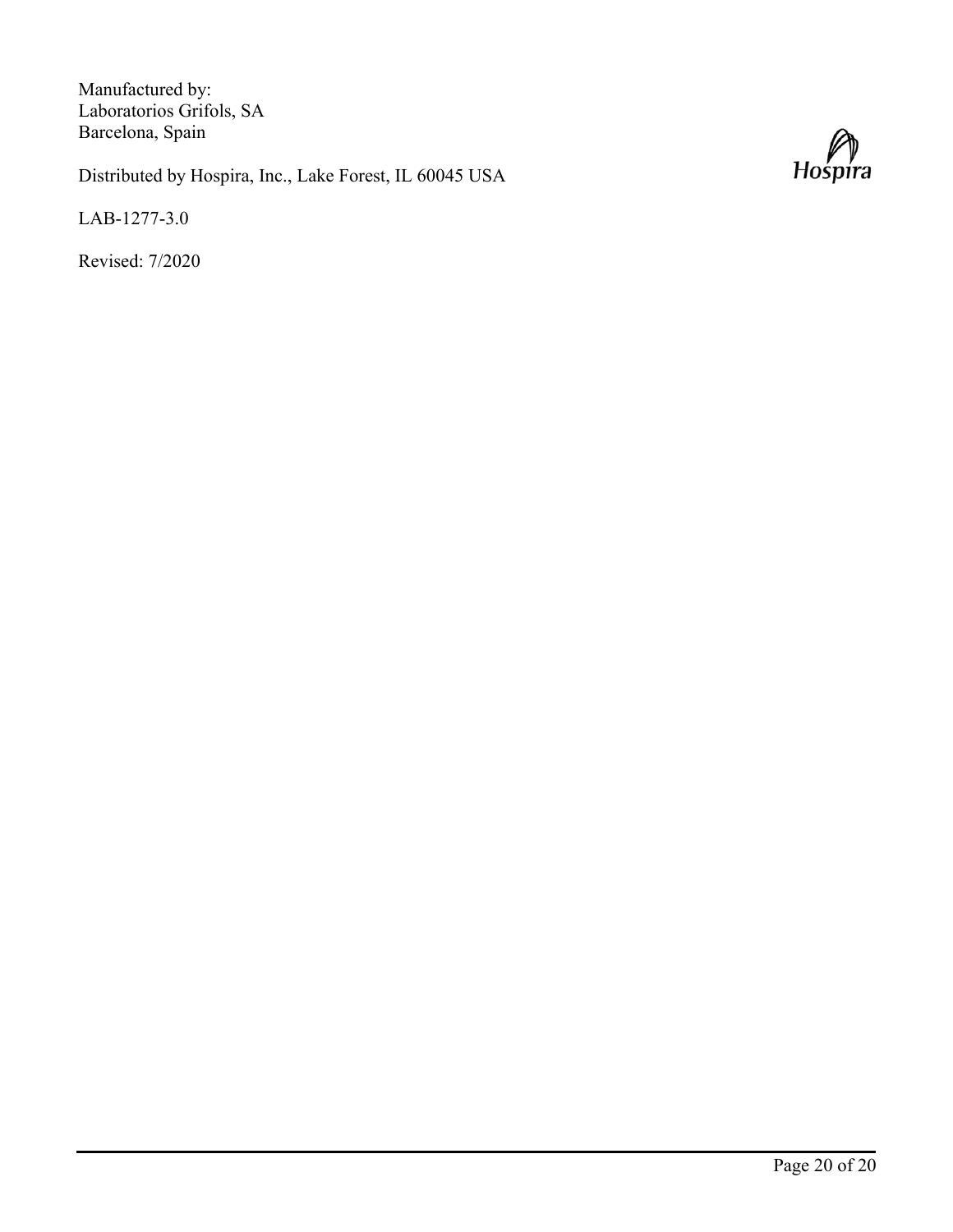Manufactured by:
Laboratorios Grifols, SA
Barcelona, Spain

Distributed by Hospira, Inc., Lake Forest, IL 60045 USA

LAB-1277-3.0

Revised: 7/2020